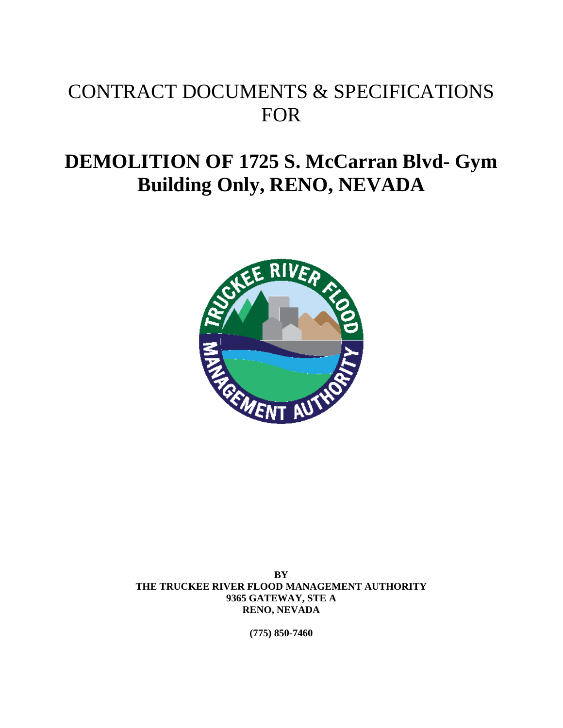# CONTRACT DOCUMENTS & SPECIFICATIONS FOR

# DEMOLITION OF 1725 S. McCarran Blvd- Gym Building Only, RENO, NEVADA

**BY**
**THE TRUCKEE RIVER FLOOD MANAGEMENT AUTHORITY**
**9365 GATEWAY, STE A**
**RENO, NEVADA**

**(775) 850-7460**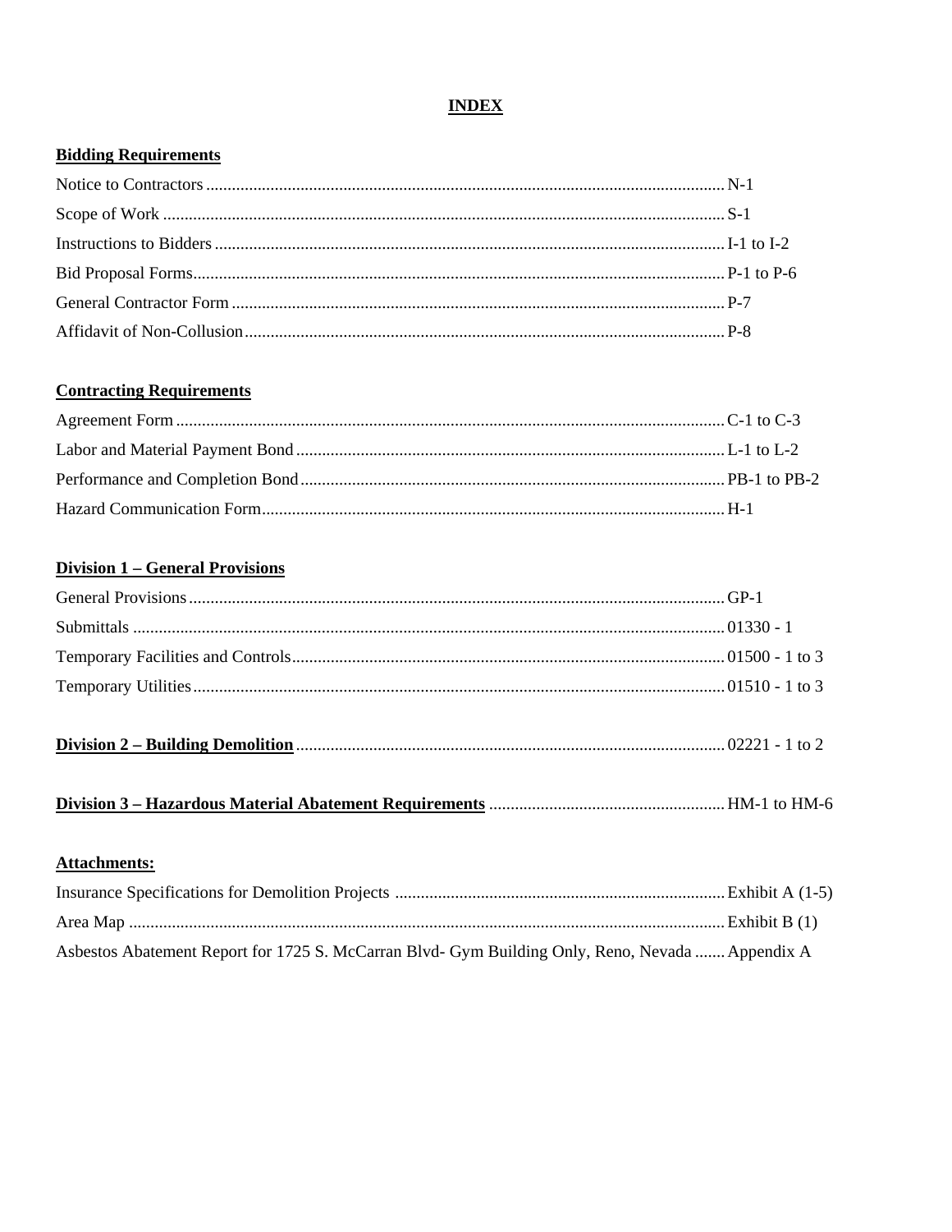# INDEX

## Bidding Requirements

| | |
|---|---|
| Notice to Contractors | N-1 |
| Scope of Work | S-1 |
| Instructions to Bidders | I-1 to I-2 |
| Bid Proposal Forms | P-1 to P-6 |
| General Contractor Form | P-7 |
| Affidavit of Non-Collusion | P-8 |

## Contracting Requirements

| | |
|---|---|
| Agreement Form | C-1 to C-3 |
| Labor and Material Payment Bond | L-1 to L-2 |
| Performance and Completion Bond | PB-1 to PB-2 |
| Hazard Communication Form | H-1 |

## Division 1 – General Provisions

| | |
|---|---|
| General Provisions | GP-1 |
| Submittals | 01330 - 1 |
| Temporary Facilities and Controls | 01500 - 1 to 3 |
| Temporary Utilities | 01510 - 1 to 3 |

**Division 2 – Building Demolition** ........ 02221 - 1 to 2

**Division 3 – Hazardous Material Abatement Requirements** ........ HM-1 to HM-6

## Attachments:

| | |
|---|---|
| Insurance Specifications for Demolition Projects | Exhibit A (1-5) |
| Area Map | Exhibit B (1) |
| Asbestos Abatement Report for 1725 S. McCarran Blvd- Gym Building Only, Reno, Nevada | Appendix A |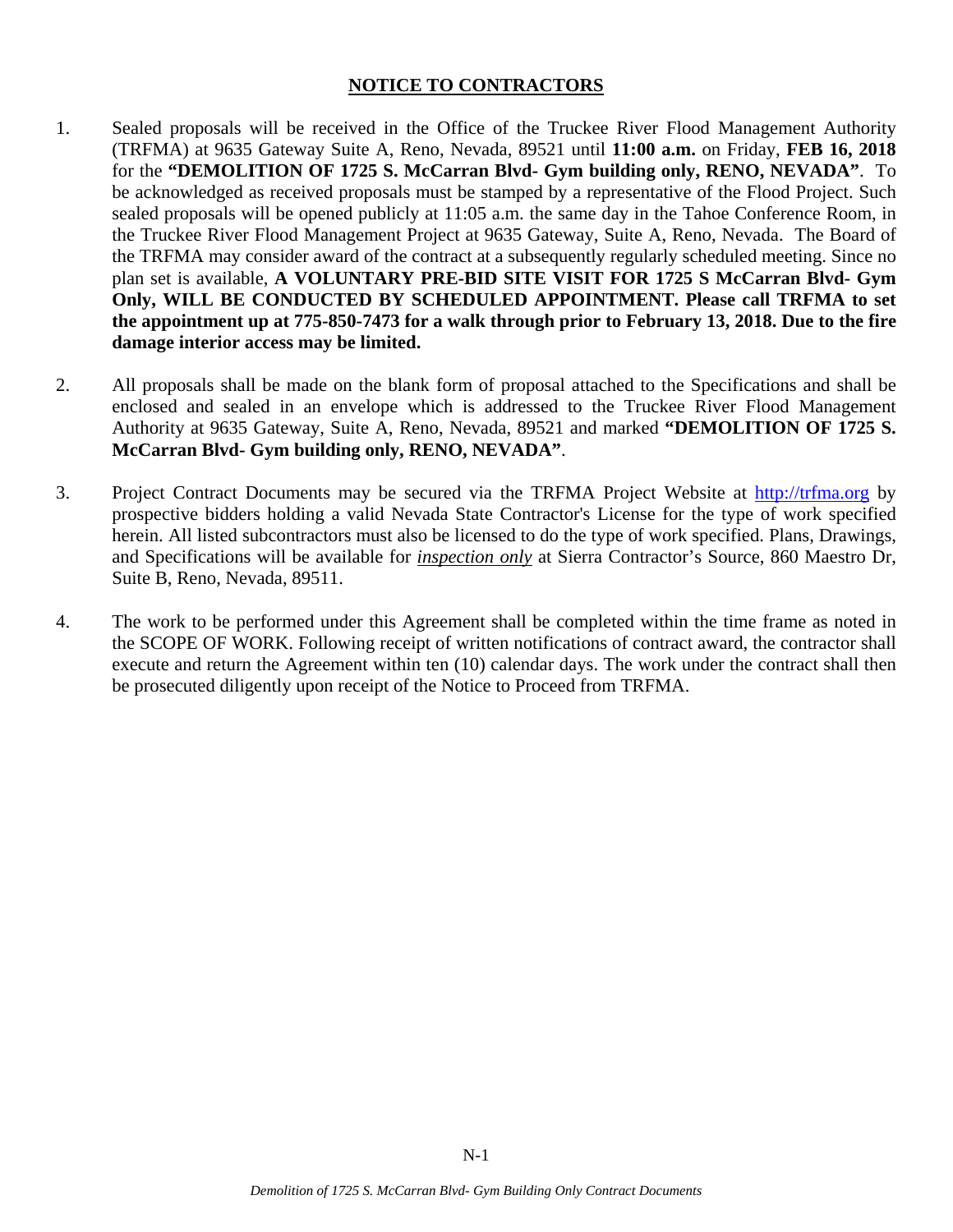# NOTICE TO CONTRACTORS

1. Sealed proposals will be received in the Office of the Truckee River Flood Management Authority (TRFMA) at 9635 Gateway Suite A, Reno, Nevada, 89521 until **11:00 a.m.** on Friday, **FEB 16, 2018** for the **"DEMOLITION OF 1725 S. McCarran Blvd- Gym building only, RENO, NEVADA"**. To be acknowledged as received proposals must be stamped by a representative of the Flood Project. Such sealed proposals will be opened publicly at 11:05 a.m. the same day in the Tahoe Conference Room, in the Truckee River Flood Management Project at 9635 Gateway, Suite A, Reno, Nevada. The Board of the TRFMA may consider award of the contract at a subsequently regularly scheduled meeting. Since no plan set is available, **A VOLUNTARY PRE-BID SITE VISIT FOR 1725 S McCarran Blvd- Gym Only, WILL BE CONDUCTED BY SCHEDULED APPOINTMENT. Please call TRFMA to set the appointment up at 775-850-7473 for a walk through prior to February 13, 2018. Due to the fire damage interior access may be limited.**

2. All proposals shall be made on the blank form of proposal attached to the Specifications and shall be enclosed and sealed in an envelope which is addressed to the Truckee River Flood Management Authority at 9635 Gateway, Suite A, Reno, Nevada, 89521 and marked **"DEMOLITION OF 1725 S. McCarran Blvd- Gym building only, RENO, NEVADA"**.

3. Project Contract Documents may be secured via the TRFMA Project Website at http://trfma.org by prospective bidders holding a valid Nevada State Contractor's License for the type of work specified herein. All listed subcontractors must also be licensed to do the type of work specified. Plans, Drawings, and Specifications will be available for ***inspection only*** at Sierra Contractor's Source, 860 Maestro Dr, Suite B, Reno, Nevada, 89511.

4. The work to be performed under this Agreement shall be completed within the time frame as noted in the SCOPE OF WORK. Following receipt of written notifications of contract award, the contractor shall execute and return the Agreement within ten (10) calendar days. The work under the contract shall then be prosecuted diligently upon receipt of the Notice to Proceed from TRFMA.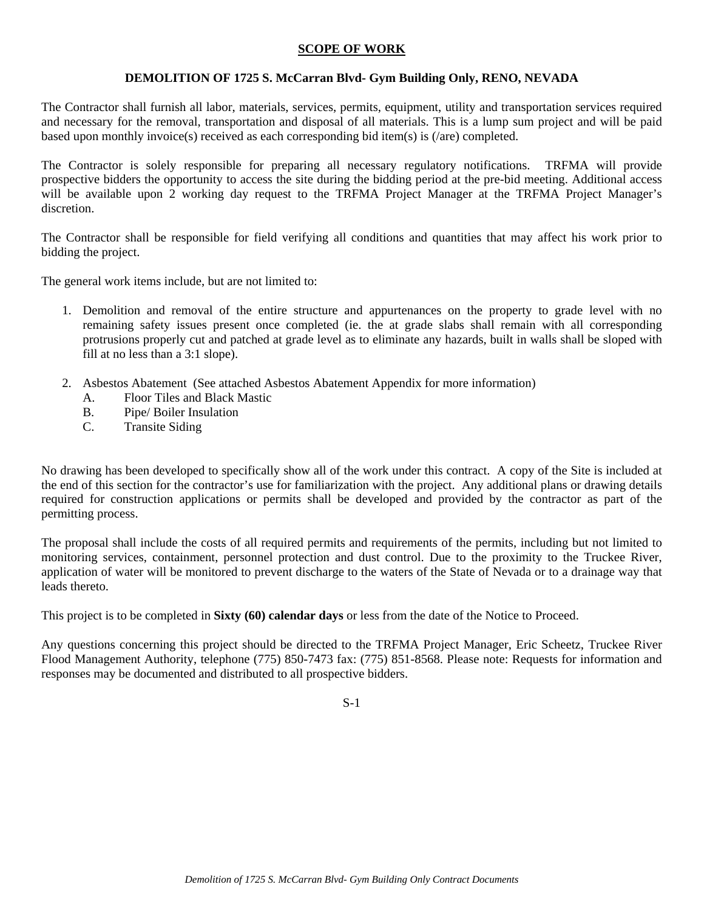# SCOPE OF WORK

## DEMOLITION OF 1725 S. McCarran Blvd- Gym Building Only, RENO, NEVADA

The Contractor shall furnish all labor, materials, services, permits, equipment, utility and transportation services required and necessary for the removal, transportation and disposal of all materials. This is a lump sum project and will be paid based upon monthly invoice(s) received as each corresponding bid item(s) is (/are) completed.

The Contractor is solely responsible for preparing all necessary regulatory notifications. TRFMA will provide prospective bidders the opportunity to access the site during the bidding period at the pre-bid meeting. Additional access will be available upon 2 working day request to the TRFMA Project Manager at the TRFMA Project Manager's discretion.

The Contractor shall be responsible for field verifying all conditions and quantities that may affect his work prior to bidding the project.

The general work items include, but are not limited to:

1. Demolition and removal of the entire structure and appurtenances on the property to grade level with no remaining safety issues present once completed (ie. the at grade slabs shall remain with all corresponding protrusions properly cut and patched at grade level as to eliminate any hazards, built in walls shall be sloped with fill at no less than a 3:1 slope).

2. Asbestos Abatement (See attached Asbestos Abatement Appendix for more information)
   - A. Floor Tiles and Black Mastic
   - B. Pipe/ Boiler Insulation
   - C. Transite Siding

No drawing has been developed to specifically show all of the work under this contract. A copy of the Site is included at the end of this section for the contractor's use for familiarization with the project. Any additional plans or drawing details required for construction applications or permits shall be developed and provided by the contractor as part of the permitting process.

The proposal shall include the costs of all required permits and requirements of the permits, including but not limited to monitoring services, containment, personnel protection and dust control. Due to the proximity to the Truckee River, application of water will be monitored to prevent discharge to the waters of the State of Nevada or to a drainage way that leads thereto.

This project is to be completed in **Sixty (60) calendar days** or less from the date of the Notice to Proceed.

Any questions concerning this project should be directed to the TRFMA Project Manager, Eric Scheetz, Truckee River Flood Management Authority, telephone (775) 850-7473 fax: (775) 851-8568. Please note: Requests for information and responses may be documented and distributed to all prospective bidders.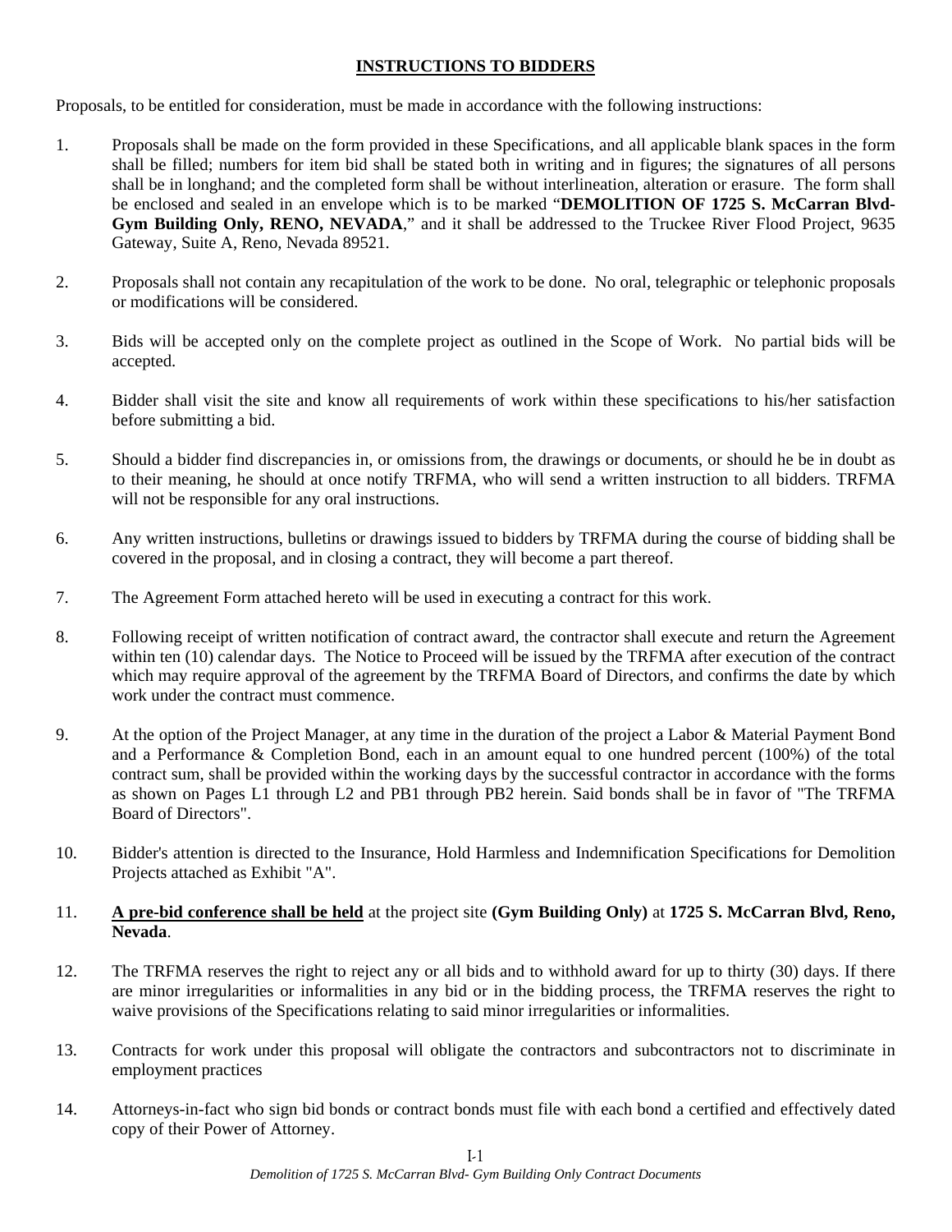## INSTRUCTIONS TO BIDDERS

Proposals, to be entitled for consideration, must be made in accordance with the following instructions:

1. Proposals shall be made on the form provided in these Specifications, and all applicable blank spaces in the form shall be filled; numbers for item bid shall be stated both in writing and in figures; the signatures of all persons shall be in longhand; and the completed form shall be without interlineation, alteration or erasure. The form shall be enclosed and sealed in an envelope which is to be marked "**DEMOLITION OF 1725 S. McCarran Blvd- Gym Building Only, RENO, NEVADA**," and it shall be addressed to the Truckee River Flood Project, 9635 Gateway, Suite A, Reno, Nevada 89521.

2. Proposals shall not contain any recapitulation of the work to be done. No oral, telegraphic or telephonic proposals or modifications will be considered.

3. Bids will be accepted only on the complete project as outlined in the Scope of Work. No partial bids will be accepted.

4. Bidder shall visit the site and know all requirements of work within these specifications to his/her satisfaction before submitting a bid.

5. Should a bidder find discrepancies in, or omissions from, the drawings or documents, or should he be in doubt as to their meaning, he should at once notify TRFMA, who will send a written instruction to all bidders. TRFMA will not be responsible for any oral instructions.

6. Any written instructions, bulletins or drawings issued to bidders by TRFMA during the course of bidding shall be covered in the proposal, and in closing a contract, they will become a part thereof.

7. The Agreement Form attached hereto will be used in executing a contract for this work.

8. Following receipt of written notification of contract award, the contractor shall execute and return the Agreement within ten (10) calendar days. The Notice to Proceed will be issued by the TRFMA after execution of the contract which may require approval of the agreement by the TRFMA Board of Directors, and confirms the date by which work under the contract must commence.

9. At the option of the Project Manager, at any time in the duration of the project a Labor & Material Payment Bond and a Performance & Completion Bond, each in an amount equal to one hundred percent (100%) of the total contract sum, shall be provided within the working days by the successful contractor in accordance with the forms as shown on Pages L1 through L2 and PB1 through PB2 herein. Said bonds shall be in favor of "The TRFMA Board of Directors".

10. Bidder's attention is directed to the Insurance, Hold Harmless and Indemnification Specifications for Demolition Projects attached as Exhibit "A".

11. **A pre-bid conference shall be held** at the project site **(Gym Building Only)** at **1725 S. McCarran Blvd, Reno, Nevada**.

12. The TRFMA reserves the right to reject any or all bids and to withhold award for up to thirty (30) days. If there are minor irregularities or informalities in any bid or in the bidding process, the TRFMA reserves the right to waive provisions of the Specifications relating to said minor irregularities or informalities.

13. Contracts for work under this proposal will obligate the contractors and subcontractors not to discriminate in employment practices

14. Attorneys-in-fact who sign bid bonds or contract bonds must file with each bond a certified and effectively dated copy of their Power of Attorney.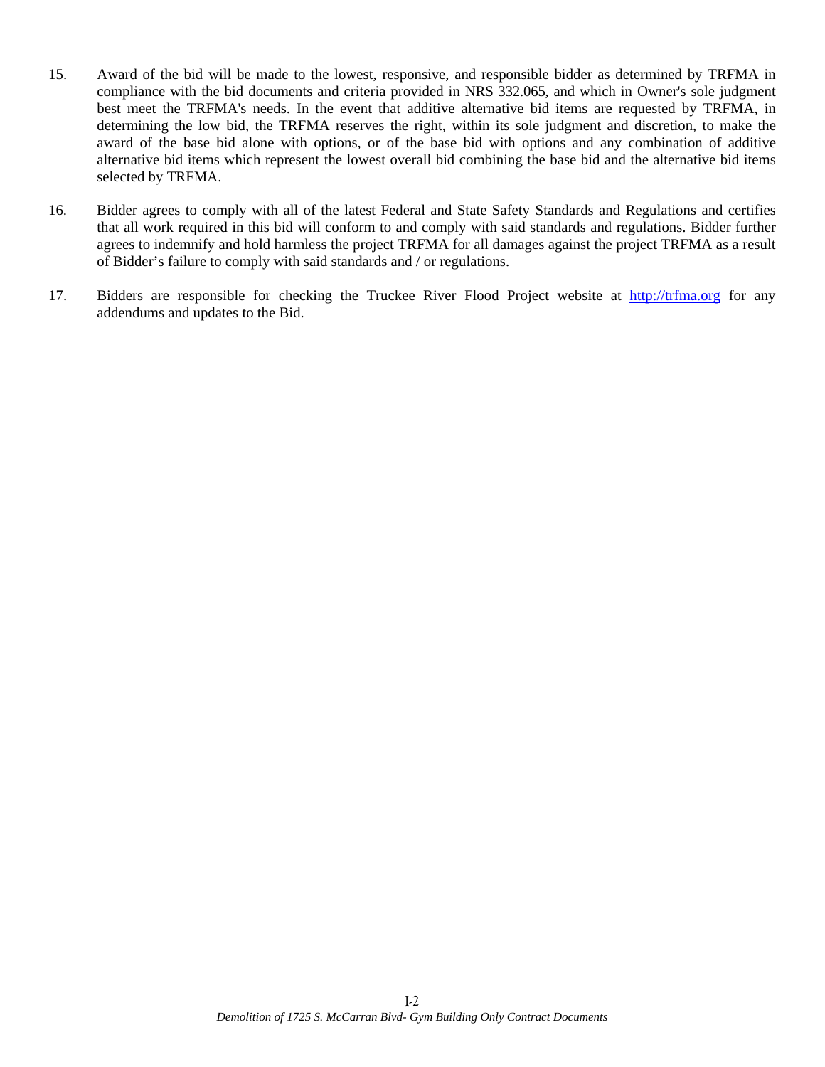15. Award of the bid will be made to the lowest, responsive, and responsible bidder as determined by TRFMA in compliance with the bid documents and criteria provided in NRS 332.065, and which in Owner's sole judgment best meet the TRFMA's needs. In the event that additive alternative bid items are requested by TRFMA, in determining the low bid, the TRFMA reserves the right, within its sole judgment and discretion, to make the award of the base bid alone with options, or of the base bid with options and any combination of additive alternative bid items which represent the lowest overall bid combining the base bid and the alternative bid items selected by TRFMA.

16. Bidder agrees to comply with all of the latest Federal and State Safety Standards and Regulations and certifies that all work required in this bid will conform to and comply with said standards and regulations. Bidder further agrees to indemnify and hold harmless the project TRFMA for all damages against the project TRFMA as a result of Bidder's failure to comply with said standards and / or regulations.

17. Bidders are responsible for checking the Truckee River Flood Project website at [http://trfma.org](http://trfma.org) for any addendums and updates to the Bid.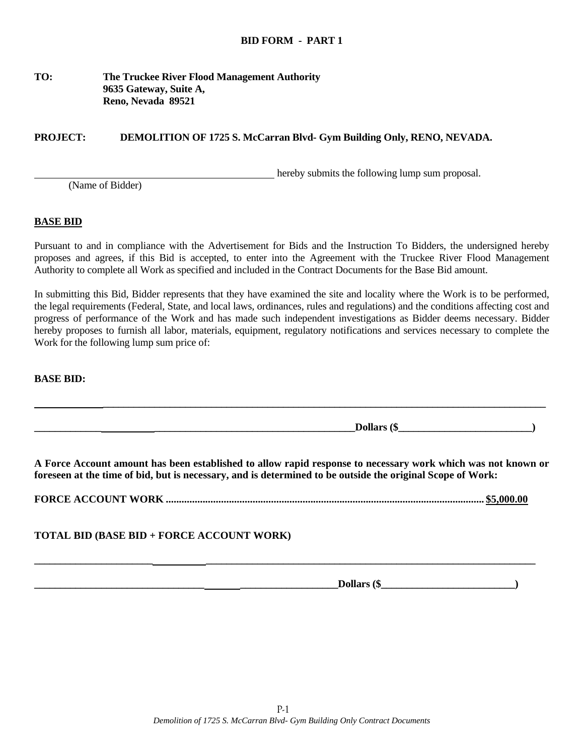**BID FORM - PART 1**

**TO:** **The Truckee River Flood Management Authority**
**9635 Gateway, Suite A,**
**Reno, Nevada 89521**

**PROJECT: DEMOLITION OF 1725 S. McCarran Blvd- Gym Building Only, RENO, NEVADA.**

________________________________________________ hereby submits the following lump sum proposal.
(Name of Bidder)

**BASE BID**

Pursuant to and in compliance with the Advertisement for Bids and the Instruction To Bidders, the undersigned hereby proposes and agrees, if this Bid is accepted, to enter into the Agreement with the Truckee River Flood Management Authority to complete all Work as specified and included in the Contract Documents for the Base Bid amount.

In submitting this Bid, Bidder represents that they have examined the site and locality where the Work is to be performed, the legal requirements (Federal, State, and local laws, ordinances, rules and regulations) and the conditions affecting cost and progress of performance of the Work and has made such independent investigations as Bidder deems necessary. Bidder hereby proposes to furnish all labor, materials, equipment, regulatory notifications and services necessary to complete the Work for the following lump sum price of:

**BASE BID:**

**______________________________________________________________________________________________**

**________________________________________________________________Dollars ($__________________________)**

**A Force Account amount has been established to allow rapid response to necessary work which was not known or foreseen at the time of bid, but is necessary, and is determined to be outside the original Scope of Work:**

**FORCE ACCOUNT WORK ........................................................................................................................ $5,000.00**

**TOTAL BID (BASE BID + FORCE ACCOUNT WORK)**

**______________________________________________________________________________________________**

**________________________________________________________________Dollars ($__________________________)**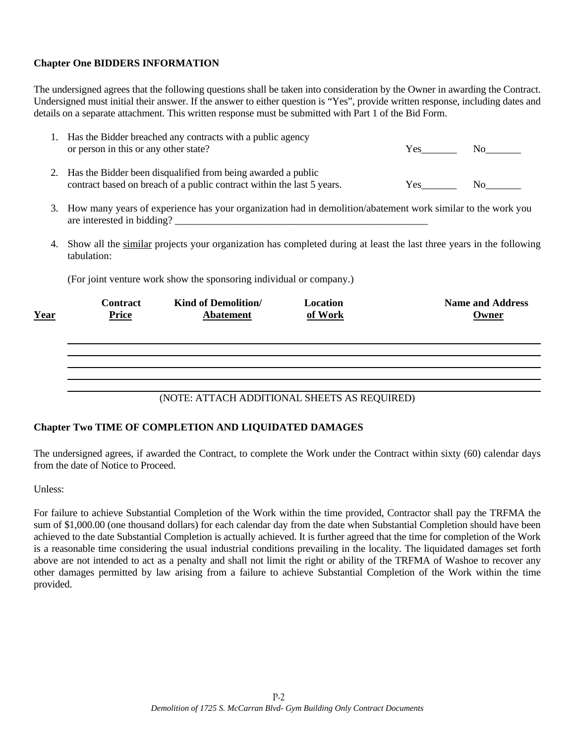**Chapter One BIDDERS INFORMATION**

The undersigned agrees that the following questions shall be taken into consideration by the Owner in awarding the Contract. Undersigned must initial their answer. If the answer to either question is "Yes", provide written response, including dates and details on a separate attachment. This written response must be submitted with Part 1 of the Bid Form.

1. Has the Bidder breached any contracts with a public agency or person in this or any other state? Yes_______ No_______

2. Has the Bidder been disqualified from being awarded a public contract based on breach of a public contract within the last 5 years. Yes_______ No_______

3. How many years of experience has your organization had in demolition/abatement work similar to the work you are interested in bidding? ____________________________________________________

4. Show all the <u>similar</u> projects your organization has completed during at least the last three years in the following tabulation:

   (For joint venture work show the sponsoring individual or company.)

| Year | Contract Price | Kind of Demolition/ Abatement | Location of Work | Name and Address Owner |
|---|---|---|---|---|
| | | | | |
| | | | | |
| | | | | |
| | | | | |
| | | | | |

(NOTE: ATTACH ADDITIONAL SHEETS AS REQUIRED)

**Chapter Two TIME OF COMPLETION AND LIQUIDATED DAMAGES**

The undersigned agrees, if awarded the Contract, to complete the Work under the Contract within sixty (60) calendar days from the date of Notice to Proceed.

Unless:

For failure to achieve Substantial Completion of the Work within the time provided, Contractor shall pay the TRFMA the sum of $1,000.00 (one thousand dollars) for each calendar day from the date when Substantial Completion should have been achieved to the date Substantial Completion is actually achieved. It is further agreed that the time for completion of the Work is a reasonable time considering the usual industrial conditions prevailing in the locality. The liquidated damages set forth above are not intended to act as a penalty and shall not limit the right or ability of the TRFMA of Washoe to recover any other damages permitted by law arising from a failure to achieve Substantial Completion of the Work within the time provided.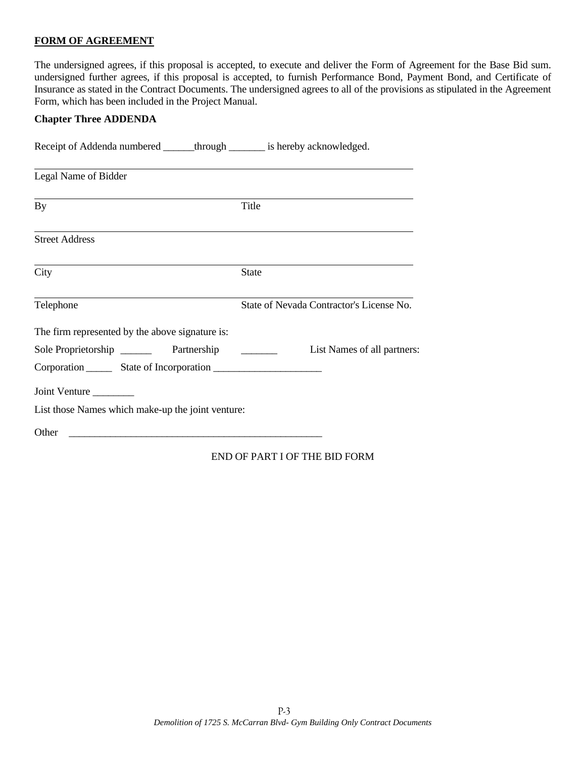**FORM OF AGREEMENT**

The undersigned agrees, if this proposal is accepted, to execute and deliver the Form of Agreement for the Base Bid sum. undersigned further agrees, if this proposal is accepted, to furnish Performance Bond, Payment Bond, and Certificate of Insurance as stated in the Contract Documents. The undersigned agrees to all of the provisions as stipulated in the Agreement Form, which has been included in the Project Manual.

**Chapter Three ADDENDA**

Receipt of Addenda numbered ______through _______ is hereby acknowledged.

_______________________________________________________________

Legal Name of Bidder

_______________________________________________________________

By                                                            Title

_______________________________________________________________

Street Address

_______________________________________________________________

City                                                          State

_______________________________________________________________

Telephone                                                State of Nevada Contractor's License No.

The firm represented by the above signature is:

Sole Proprietorship ______      Partnership      _______      List Names of all partners:

Corporation _____   State of Incorporation _____________________

Joint Venture ________

List those Names which make-up the joint venture:

Other ___________________________________________________

END OF PART I OF THE BID FORM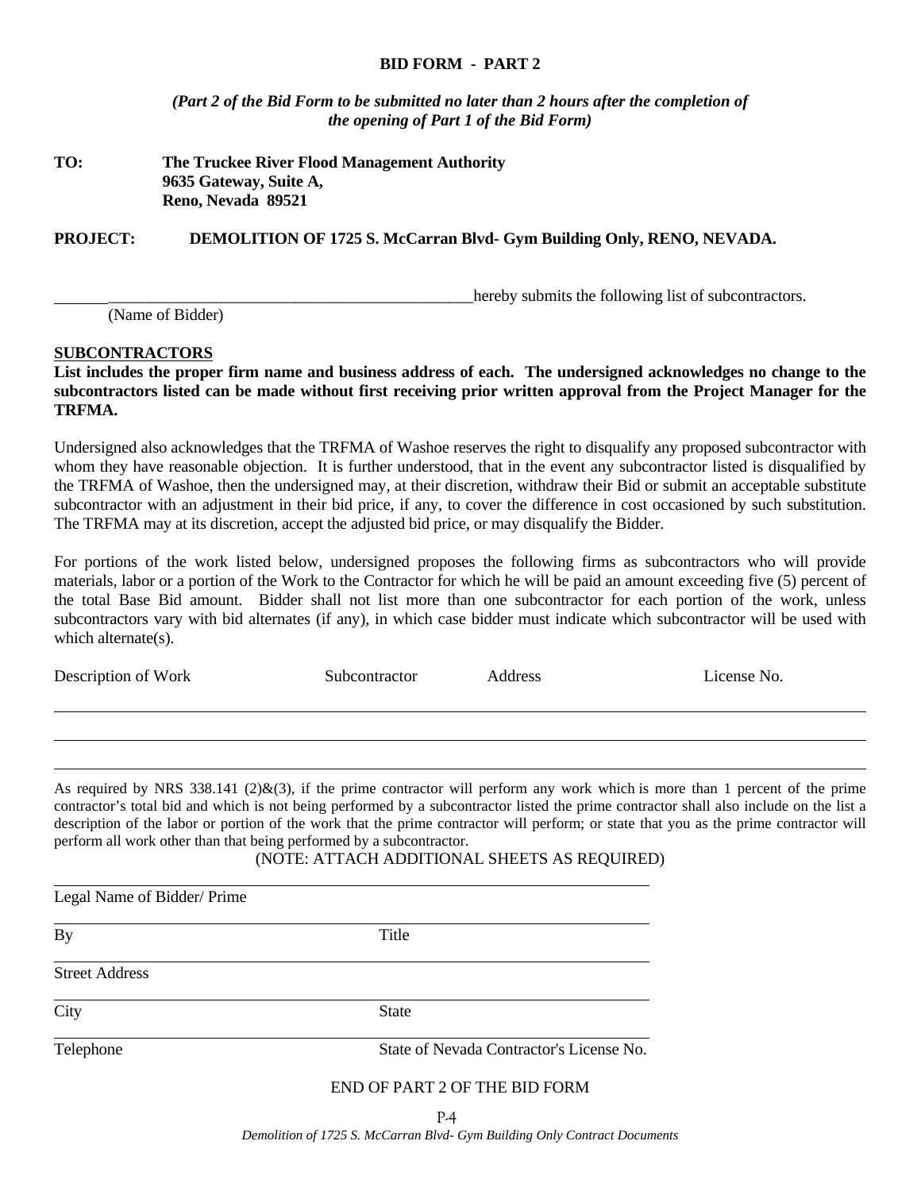**BID FORM - PART 2**

***(Part 2 of the Bid Form to be submitted no later than 2 hours after the completion of the opening of Part 1 of the Bid Form)***

**TO:** **The Truckee River Flood Management Authority**
**9635 Gateway, Suite A,**
**Reno, Nevada 89521**

**PROJECT:** **DEMOLITION OF 1725 S. McCarran Blvd- Gym Building Only, RENO, NEVADA.**

________________________________________________ hereby submits the following list of subcontractors.
(Name of Bidder)

**SUBCONTRACTORS**

**List includes the proper firm name and business address of each. The undersigned acknowledges no change to the subcontractors listed can be made without first receiving prior written approval from the Project Manager for the TRFMA.**

Undersigned also acknowledges that the TRFMA of Washoe reserves the right to disqualify any proposed subcontractor with whom they have reasonable objection. It is further understood, that in the event any subcontractor listed is disqualified by the TRFMA of Washoe, then the undersigned may, at their discretion, withdraw their Bid or submit an acceptable substitute subcontractor with an adjustment in their bid price, if any, to cover the difference in cost occasioned by such substitution. The TRFMA may at its discretion, accept the adjusted bid price, or may disqualify the Bidder.

For portions of the work listed below, undersigned proposes the following firms as subcontractors who will provide materials, labor or a portion of the Work to the Contractor for which he will be paid an amount exceeding five (5) percent of the total Base Bid amount. Bidder shall not list more than one subcontractor for each portion of the work, unless subcontractors vary with bid alternates (if any), in which case bidder must indicate which subcontractor will be used with which alternate(s).

| Description of Work | Subcontractor | Address | License No. |
|---|---|---|---|
| | | | |
| | | | |
| | | | |

As required by NRS 338.141 (2)&(3), if the prime contractor will perform any work which is more than 1 percent of the prime contractor's total bid and which is not being performed by a subcontractor listed the prime contractor shall also include on the list a description of the labor or portion of the work that the prime contractor will perform; or state that you as the prime contractor will perform all work other than that being performed by a subcontractor.

(NOTE: ATTACH ADDITIONAL SHEETS AS REQUIRED)

______________________________________
Legal Name of Bidder/ Prime

______________________________________
By Title

______________________________________
Street Address

______________________________________
City State

______________________________________
Telephone State of Nevada Contractor's License No.

END OF PART 2 OF THE BID FORM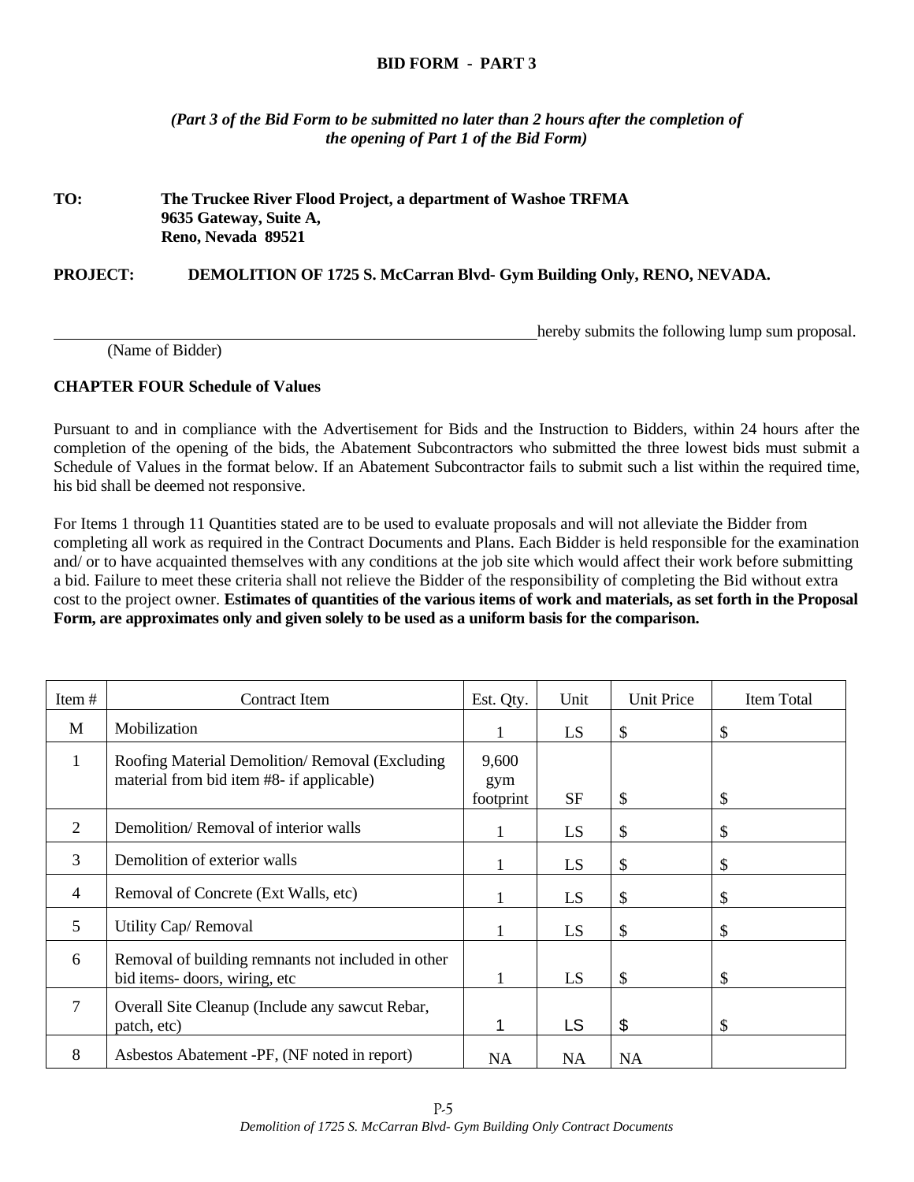**BID FORM - PART 3**

***(Part 3 of the Bid Form to be submitted no later than 2 hours after the completion of the opening of Part 1 of the Bid Form)***

**TO:** **The Truckee River Flood Project, a department of Washoe TRFMA**
**9635 Gateway, Suite A,**
**Reno, Nevada 89521**

**PROJECT:** **DEMOLITION OF 1725 S. McCarran Blvd- Gym Building Only, RENO, NEVADA.**

\_\_\_\_\_\_\_\_\_\_\_\_\_\_\_\_\_\_\_\_\_\_\_\_\_\_\_\_\_\_\_\_\_\_\_\_\_\_\_\_\_\_\_\_\_\_\_\_\_\_\_\_\_\_\_\_\_\_\_\_hereby submits the following lump sum proposal.
(Name of Bidder)

**CHAPTER FOUR Schedule of Values**

Pursuant to and in compliance with the Advertisement for Bids and the Instruction to Bidders, within 24 hours after the completion of the opening of the bids, the Abatement Subcontractors who submitted the three lowest bids must submit a Schedule of Values in the format below. If an Abatement Subcontractor fails to submit such a list within the required time, his bid shall be deemed not responsive.

For Items 1 through 11 Quantities stated are to be used to evaluate proposals and will not alleviate the Bidder from completing all work as required in the Contract Documents and Plans. Each Bidder is held responsible for the examination and/ or to have acquainted themselves with any conditions at the job site which would affect their work before submitting a bid. Failure to meet these criteria shall not relieve the Bidder of the responsibility of completing the Bid without extra cost to the project owner. **Estimates of quantities of the various items of work and materials, as set forth in the Proposal Form, are approximates only and given solely to be used as a uniform basis for the comparison.**

| Item # | Contract Item | Est. Qty. | Unit | Unit Price | Item Total |
|---|---|---|---|---|---|
| M | Mobilization | 1 | LS | $ | $ |
| 1 | Roofing Material Demolition/ Removal (Excluding material from bid item #8- if applicable) | 9,600 gym footprint | SF | $ | $ |
| 2 | Demolition/ Removal of interior walls | 1 | LS | $ | $ |
| 3 | Demolition of exterior walls | 1 | LS | $ | $ |
| 4 | Removal of Concrete (Ext Walls, etc) | 1 | LS | $ | $ |
| 5 | Utility Cap/ Removal | 1 | LS | $ | $ |
| 6 | Removal of building remnants not included in other bid items- doors, wiring, etc | 1 | LS | $ | $ |
| 7 | Overall Site Cleanup (Include any sawcut Rebar, patch, etc) | 1 | LS | $ | $ |
| 8 | Asbestos Abatement -PF, (NF noted in report) | NA | NA | NA | |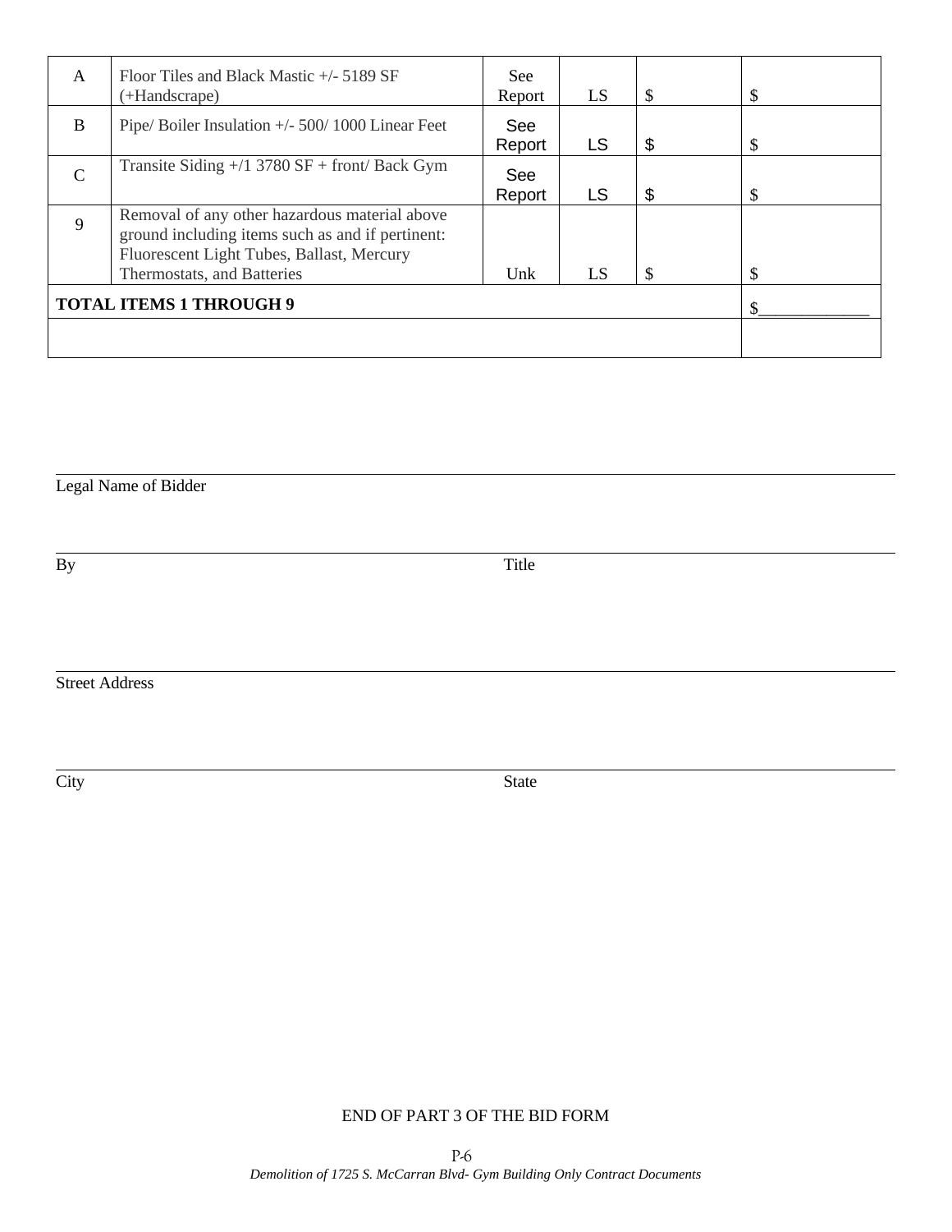| | | | | | |
|---|---|---|---|---|---|
| A | Floor Tiles and Black Mastic +/- 5189 SF (+Handscrape) | See Report | LS | $ | $ |
| B | Pipe/ Boiler Insulation +/- 500/ 1000 Linear Feet | See Report | LS | $ | $ |
| C | Transite Siding +/1 3780 SF + front/ Back Gym | See Report | LS | $ | $ |
| 9 | Removal of any other hazardous material above ground including items such as and if pertinent: Fluorescent Light Tubes, Ballast, Mercury Thermostats, and Batteries | Unk | LS | $ | $ |
| **TOTAL ITEMS 1 THROUGH 9** | | | | | $_____________ |
| | | | | | |

Legal Name of Bidder

By Title

Street Address

City State

END OF PART 3 OF THE BID FORM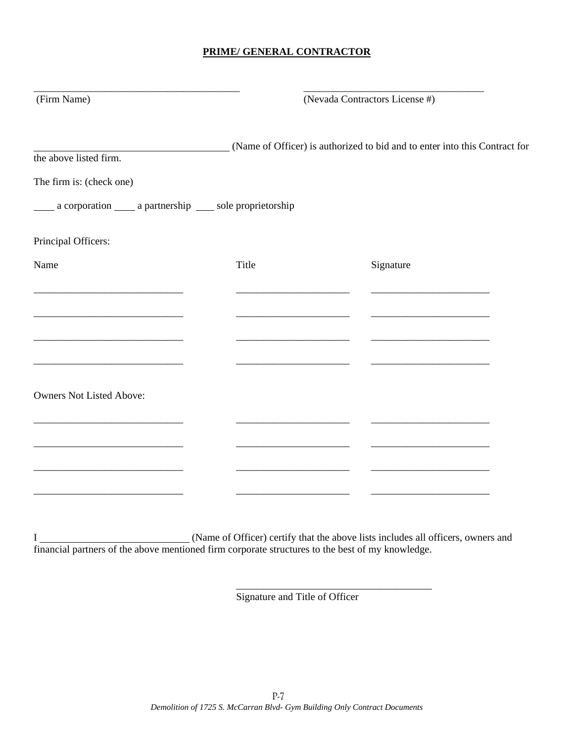**PRIME/ GENERAL CONTRACTOR**

\_\_\_\_\_\_\_\_\_\_\_\_\_\_\_\_\_\_\_\_\_\_\_\_\_\_\_\_\_\_\_\_\_\_\_\_\_\_\_\_ (Firm Name)

\_\_\_\_\_\_\_\_\_\_\_\_\_\_\_\_\_\_\_\_\_\_\_\_\_\_\_\_\_\_\_\_\_\_\_\_ (Nevada Contractors License #)

\_\_\_\_\_\_\_\_\_\_\_\_\_\_\_\_\_\_\_\_\_\_\_\_\_\_\_\_\_\_\_\_\_\_\_\_\_\_ (Name of Officer) is authorized to bid and to enter into this Contract for the above listed firm.

The firm is: (check one)

\_\_\_\_ a corporation \_\_\_\_ a partnership \_\_\_\_ sole proprietorship

Principal Officers:

| Name | Title | Signature |
|---|---|---|
| \_\_\_\_\_\_\_\_\_\_\_\_\_\_\_\_\_\_\_\_\_\_\_\_\_\_\_\_\_\_ | \_\_\_\_\_\_\_\_\_\_\_\_\_\_\_\_\_\_\_\_\_\_\_ | \_\_\_\_\_\_\_\_\_\_\_\_\_\_\_\_\_\_\_\_\_\_\_\_ |
| \_\_\_\_\_\_\_\_\_\_\_\_\_\_\_\_\_\_\_\_\_\_\_\_\_\_\_\_\_\_ | \_\_\_\_\_\_\_\_\_\_\_\_\_\_\_\_\_\_\_\_\_\_\_ | \_\_\_\_\_\_\_\_\_\_\_\_\_\_\_\_\_\_\_\_\_\_\_\_ |
| \_\_\_\_\_\_\_\_\_\_\_\_\_\_\_\_\_\_\_\_\_\_\_\_\_\_\_\_\_\_ | \_\_\_\_\_\_\_\_\_\_\_\_\_\_\_\_\_\_\_\_\_\_\_ | \_\_\_\_\_\_\_\_\_\_\_\_\_\_\_\_\_\_\_\_\_\_\_\_ |
| \_\_\_\_\_\_\_\_\_\_\_\_\_\_\_\_\_\_\_\_\_\_\_\_\_\_\_\_\_\_ | \_\_\_\_\_\_\_\_\_\_\_\_\_\_\_\_\_\_\_\_\_\_\_ | \_\_\_\_\_\_\_\_\_\_\_\_\_\_\_\_\_\_\_\_\_\_\_\_ |

Owners Not Listed Above:

| | | |
|---|---|---|
| \_\_\_\_\_\_\_\_\_\_\_\_\_\_\_\_\_\_\_\_\_\_\_\_\_\_\_\_\_\_ | \_\_\_\_\_\_\_\_\_\_\_\_\_\_\_\_\_\_\_\_\_\_\_ | \_\_\_\_\_\_\_\_\_\_\_\_\_\_\_\_\_\_\_\_\_\_\_\_ |
| \_\_\_\_\_\_\_\_\_\_\_\_\_\_\_\_\_\_\_\_\_\_\_\_\_\_\_\_\_\_ | \_\_\_\_\_\_\_\_\_\_\_\_\_\_\_\_\_\_\_\_\_\_\_ | \_\_\_\_\_\_\_\_\_\_\_\_\_\_\_\_\_\_\_\_\_\_\_\_ |
| \_\_\_\_\_\_\_\_\_\_\_\_\_\_\_\_\_\_\_\_\_\_\_\_\_\_\_\_\_\_ | \_\_\_\_\_\_\_\_\_\_\_\_\_\_\_\_\_\_\_\_\_\_\_ | \_\_\_\_\_\_\_\_\_\_\_\_\_\_\_\_\_\_\_\_\_\_\_\_ |
| \_\_\_\_\_\_\_\_\_\_\_\_\_\_\_\_\_\_\_\_\_\_\_\_\_\_\_\_\_\_ | \_\_\_\_\_\_\_\_\_\_\_\_\_\_\_\_\_\_\_\_\_\_\_ | \_\_\_\_\_\_\_\_\_\_\_\_\_\_\_\_\_\_\_\_\_\_\_\_ |

I \_\_\_\_\_\_\_\_\_\_\_\_\_\_\_\_\_\_\_\_\_\_\_\_\_\_\_\_\_\_ (Name of Officer) certify that the above lists includes all officers, owners and financial partners of the above mentioned firm corporate structures to the best of my knowledge.

\_\_\_\_\_\_\_\_\_\_\_\_\_\_\_\_\_\_\_\_\_\_\_\_\_\_\_\_\_\_\_\_\_\_\_\_\_\_\_
Signature and Title of Officer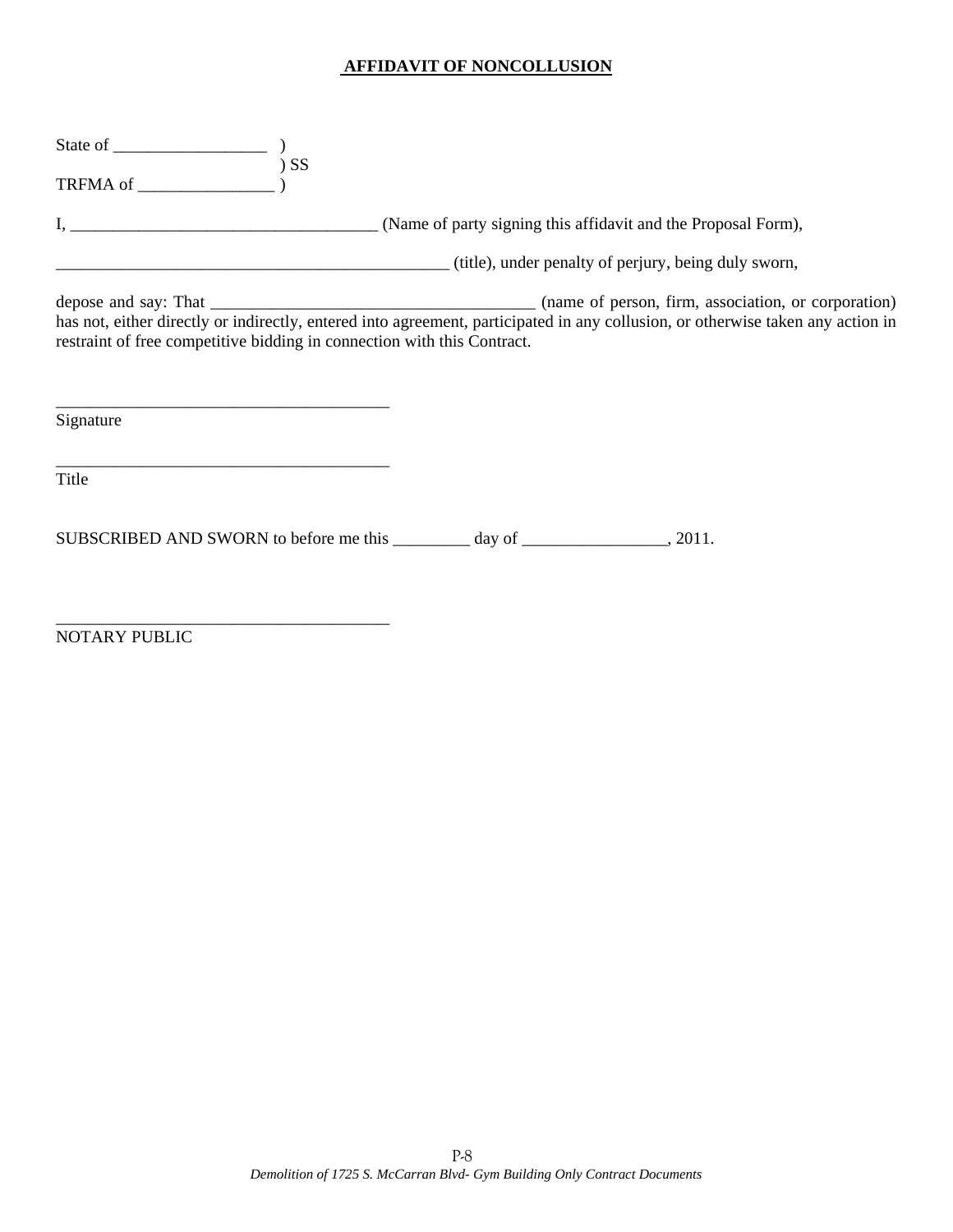**AFFIDAVIT OF NONCOLLUSION**

State of __________________ )
) SS
TRFMA of ________________ )

I, ____________________________________ (Name of party signing this affidavit and the Proposal Form),

_______________________________________________ (title), under penalty of perjury, being duly sworn,

depose and say: That ______________________________________ (name of person, firm, association, or corporation) has not, either directly or indirectly, entered into agreement, participated in any collusion, or otherwise taken any action in restraint of free competitive bidding in connection with this Contract.

________________________________________
Signature

________________________________________
Title

SUBSCRIBED AND SWORN to before me this _________ day of _________________, 2011.

________________________________________
NOTARY PUBLIC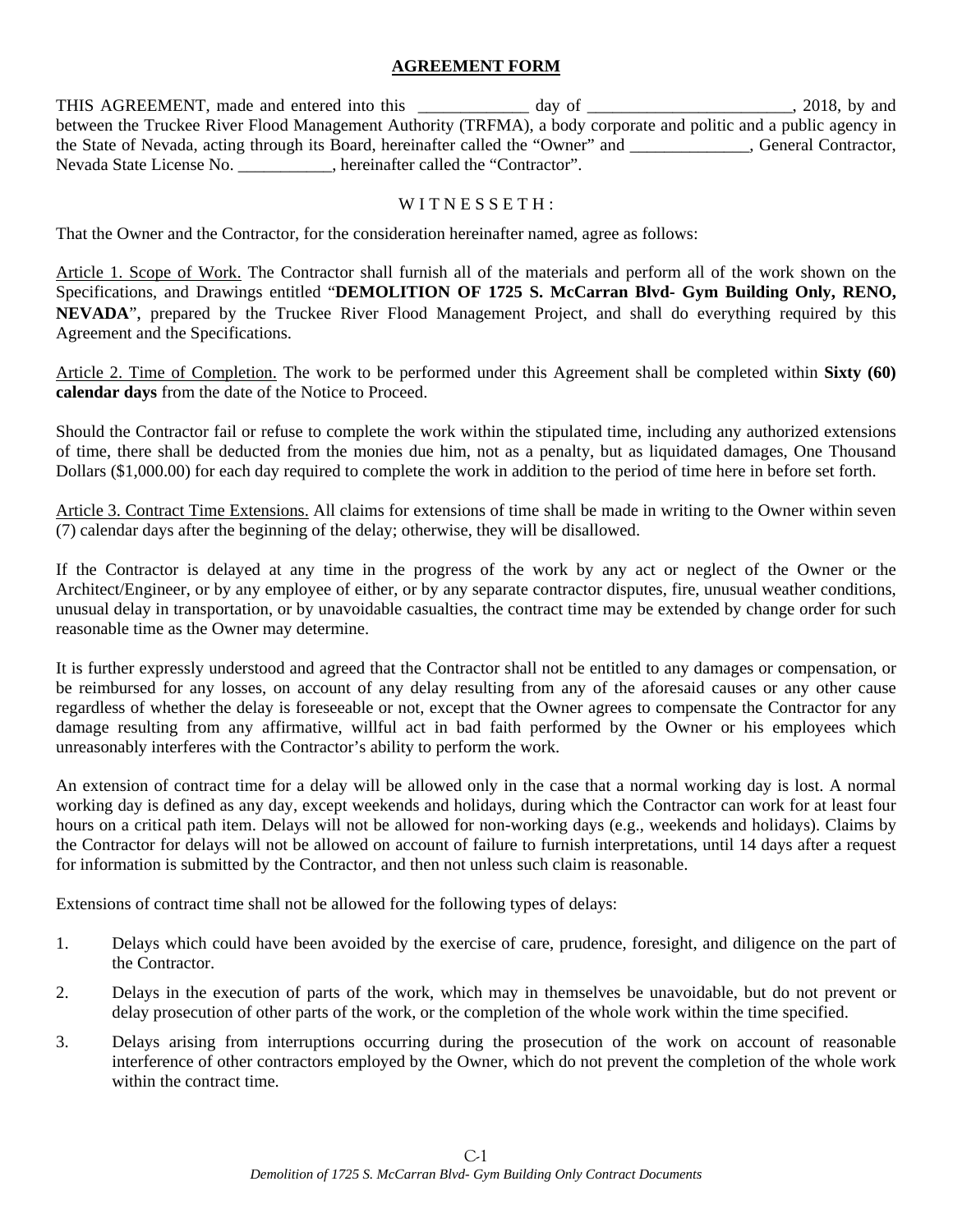# AGREEMENT FORM

THIS AGREEMENT, made and entered into this _____________ day of ________________________, 2018, by and between the Truckee River Flood Management Authority (TRFMA), a body corporate and politic and a public agency in the State of Nevada, acting through its Board, hereinafter called the "Owner" and ______________, General Contractor, Nevada State License No. ___________, hereinafter called the "Contractor".

W I T N E S S E T H :

That the Owner and the Contractor, for the consideration hereinafter named, agree as follows:

Article 1. Scope of Work. The Contractor shall furnish all of the materials and perform all of the work shown on the Specifications, and Drawings entitled "**DEMOLITION OF 1725 S. McCarran Blvd- Gym Building Only, RENO, NEVADA**", prepared by the Truckee River Flood Management Project, and shall do everything required by this Agreement and the Specifications.

Article 2. Time of Completion. The work to be performed under this Agreement shall be completed within **Sixty (60) calendar days** from the date of the Notice to Proceed.

Should the Contractor fail or refuse to complete the work within the stipulated time, including any authorized extensions of time, there shall be deducted from the monies due him, not as a penalty, but as liquidated damages, One Thousand Dollars ($1,000.00) for each day required to complete the work in addition to the period of time here in before set forth.

Article 3. Contract Time Extensions. All claims for extensions of time shall be made in writing to the Owner within seven (7) calendar days after the beginning of the delay; otherwise, they will be disallowed.

If the Contractor is delayed at any time in the progress of the work by any act or neglect of the Owner or the Architect/Engineer, or by any employee of either, or by any separate contractor disputes, fire, unusual weather conditions, unusual delay in transportation, or by unavoidable casualties, the contract time may be extended by change order for such reasonable time as the Owner may determine.

It is further expressly understood and agreed that the Contractor shall not be entitled to any damages or compensation, or be reimbursed for any losses, on account of any delay resulting from any of the aforesaid causes or any other cause regardless of whether the delay is foreseeable or not, except that the Owner agrees to compensate the Contractor for any damage resulting from any affirmative, willful act in bad faith performed by the Owner or his employees which unreasonably interferes with the Contractor's ability to perform the work.

An extension of contract time for a delay will be allowed only in the case that a normal working day is lost. A normal working day is defined as any day, except weekends and holidays, during which the Contractor can work for at least four hours on a critical path item. Delays will not be allowed for non-working days (e.g., weekends and holidays). Claims by the Contractor for delays will not be allowed on account of failure to furnish interpretations, until 14 days after a request for information is submitted by the Contractor, and then not unless such claim is reasonable.

Extensions of contract time shall not be allowed for the following types of delays:

1. Delays which could have been avoided by the exercise of care, prudence, foresight, and diligence on the part of the Contractor.
2. Delays in the execution of parts of the work, which may in themselves be unavoidable, but do not prevent or delay prosecution of other parts of the work, or the completion of the whole work within the time specified.
3. Delays arising from interruptions occurring during the prosecution of the work on account of reasonable interference of other contractors employed by the Owner, which do not prevent the completion of the whole work within the contract time.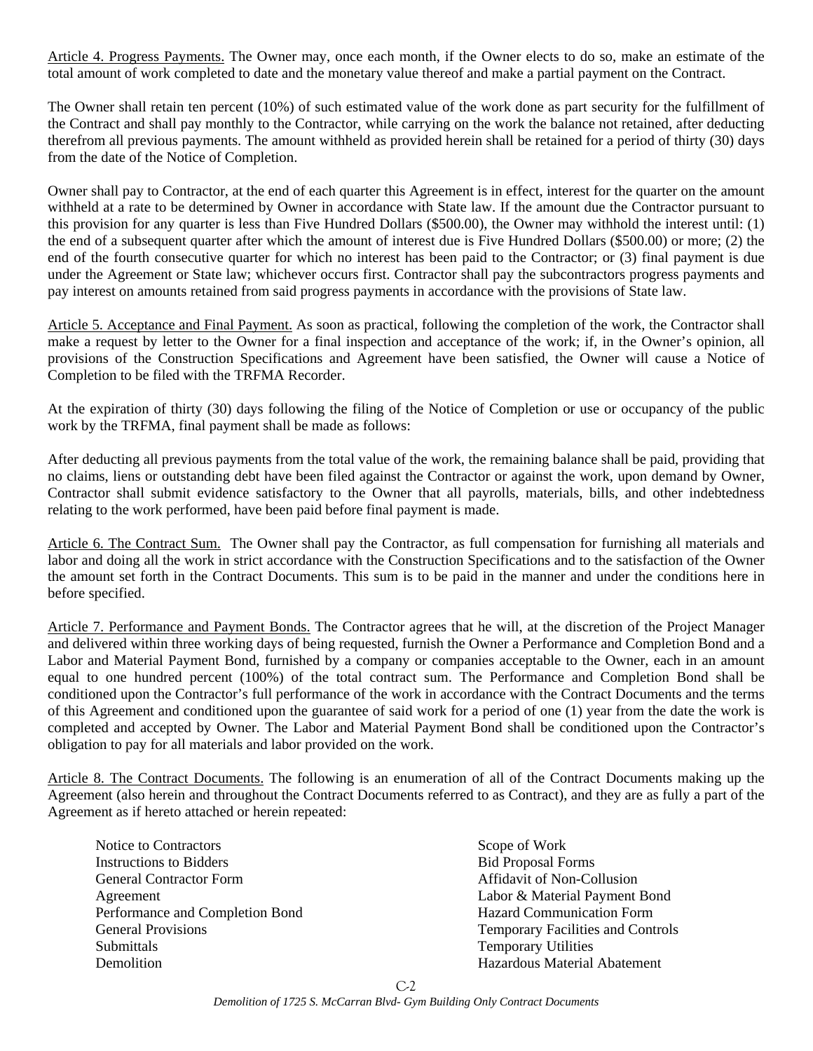<u>Article 4. Progress Payments.</u> The Owner may, once each month, if the Owner elects to do so, make an estimate of the total amount of work completed to date and the monetary value thereof and make a partial payment on the Contract.

The Owner shall retain ten percent (10%) of such estimated value of the work done as part security for the fulfillment of the Contract and shall pay monthly to the Contractor, while carrying on the work the balance not retained, after deducting therefrom all previous payments. The amount withheld as provided herein shall be retained for a period of thirty (30) days from the date of the Notice of Completion.

Owner shall pay to Contractor, at the end of each quarter this Agreement is in effect, interest for the quarter on the amount withheld at a rate to be determined by Owner in accordance with State law. If the amount due the Contractor pursuant to this provision for any quarter is less than Five Hundred Dollars ($500.00), the Owner may withhold the interest until: (1) the end of a subsequent quarter after which the amount of interest due is Five Hundred Dollars ($500.00) or more; (2) the end of the fourth consecutive quarter for which no interest has been paid to the Contractor; or (3) final payment is due under the Agreement or State law; whichever occurs first. Contractor shall pay the subcontractors progress payments and pay interest on amounts retained from said progress payments in accordance with the provisions of State law.

<u>Article 5. Acceptance and Final Payment.</u> As soon as practical, following the completion of the work, the Contractor shall make a request by letter to the Owner for a final inspection and acceptance of the work; if, in the Owner's opinion, all provisions of the Construction Specifications and Agreement have been satisfied, the Owner will cause a Notice of Completion to be filed with the TRFMA Recorder.

At the expiration of thirty (30) days following the filing of the Notice of Completion or use or occupancy of the public work by the TRFMA, final payment shall be made as follows:

After deducting all previous payments from the total value of the work, the remaining balance shall be paid, providing that no claims, liens or outstanding debt have been filed against the Contractor or against the work, upon demand by Owner, Contractor shall submit evidence satisfactory to the Owner that all payrolls, materials, bills, and other indebtedness relating to the work performed, have been paid before final payment is made.

<u>Article 6. The Contract Sum.</u> The Owner shall pay the Contractor, as full compensation for furnishing all materials and labor and doing all the work in strict accordance with the Construction Specifications and to the satisfaction of the Owner the amount set forth in the Contract Documents. This sum is to be paid in the manner and under the conditions here in before specified.

<u>Article 7. Performance and Payment Bonds.</u> The Contractor agrees that he will, at the discretion of the Project Manager and delivered within three working days of being requested, furnish the Owner a Performance and Completion Bond and a Labor and Material Payment Bond, furnished by a company or companies acceptable to the Owner, each in an amount equal to one hundred percent (100%) of the total contract sum. The Performance and Completion Bond shall be conditioned upon the Contractor's full performance of the work in accordance with the Contract Documents and the terms of this Agreement and conditioned upon the guarantee of said work for a period of one (1) year from the date the work is completed and accepted by Owner. The Labor and Material Payment Bond shall be conditioned upon the Contractor's obligation to pay for all materials and labor provided on the work.

<u>Article 8. The Contract Documents.</u> The following is an enumeration of all of the Contract Documents making up the Agreement (also herein and throughout the Contract Documents referred to as Contract), and they are as fully a part of the Agreement as if hereto attached or herein repeated:

- Notice to Contractors
- Instructions to Bidders
- General Contractor Form
- Agreement
- Performance and Completion Bond
- General Provisions
- Submittals
- Demolition
- Scope of Work
- Bid Proposal Forms
- Affidavit of Non-Collusion
- Labor & Material Payment Bond
- Hazard Communication Form
- Temporary Facilities and Controls
- Temporary Utilities
- Hazardous Material Abatement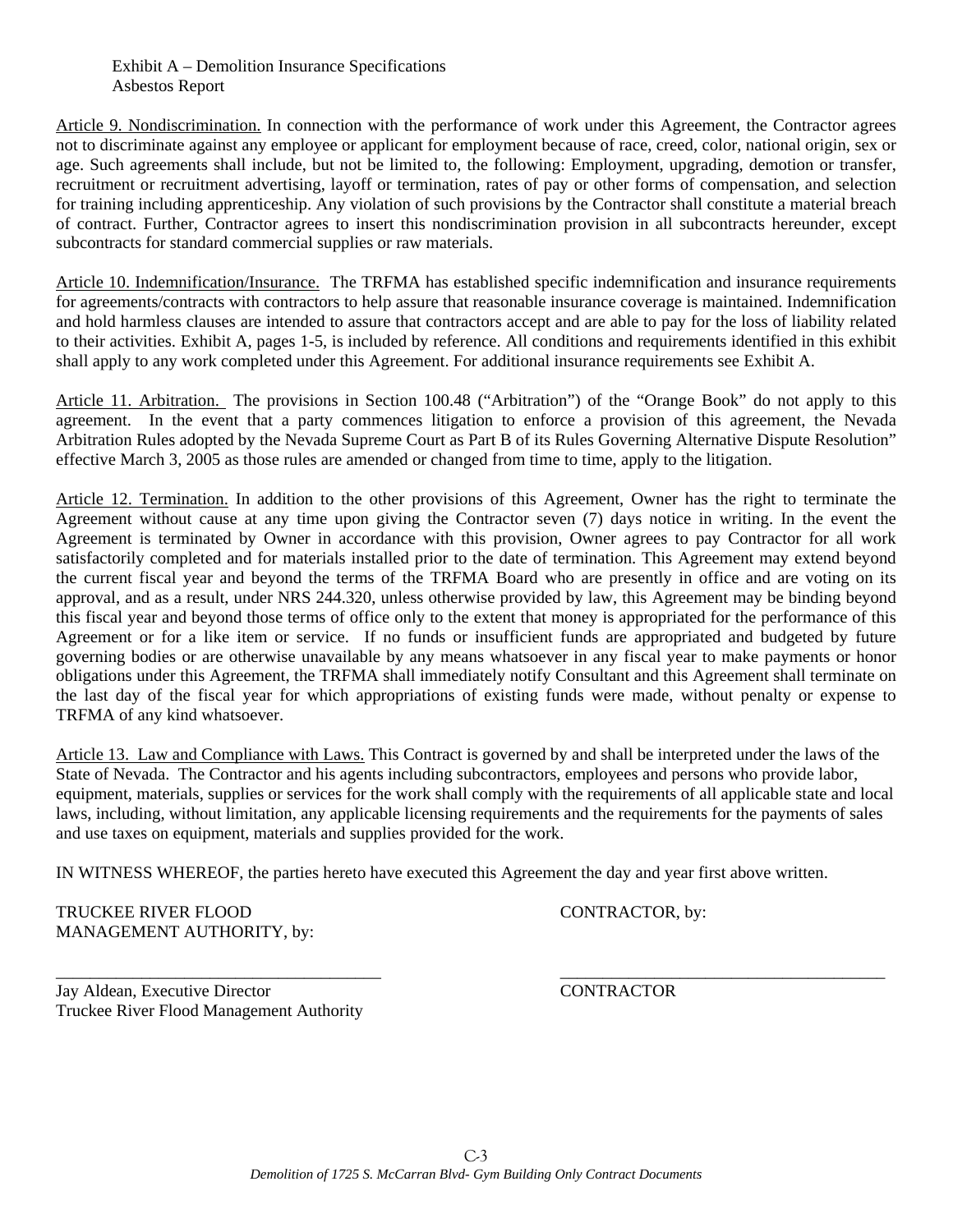Exhibit A – Demolition Insurance Specifications
Asbestos Report

Article 9. Nondiscrimination. In connection with the performance of work under this Agreement, the Contractor agrees not to discriminate against any employee or applicant for employment because of race, creed, color, national origin, sex or age. Such agreements shall include, but not be limited to, the following: Employment, upgrading, demotion or transfer, recruitment or recruitment advertising, layoff or termination, rates of pay or other forms of compensation, and selection for training including apprenticeship. Any violation of such provisions by the Contractor shall constitute a material breach of contract. Further, Contractor agrees to insert this nondiscrimination provision in all subcontracts hereunder, except subcontracts for standard commercial supplies or raw materials.

Article 10. Indemnification/Insurance. The TRFMA has established specific indemnification and insurance requirements for agreements/contracts with contractors to help assure that reasonable insurance coverage is maintained. Indemnification and hold harmless clauses are intended to assure that contractors accept and are able to pay for the loss of liability related to their activities. Exhibit A, pages 1-5, is included by reference. All conditions and requirements identified in this exhibit shall apply to any work completed under this Agreement. For additional insurance requirements see Exhibit A.

Article 11. Arbitration. The provisions in Section 100.48 ("Arbitration") of the "Orange Book" do not apply to this agreement. In the event that a party commences litigation to enforce a provision of this agreement, the Nevada Arbitration Rules adopted by the Nevada Supreme Court as Part B of its Rules Governing Alternative Dispute Resolution" effective March 3, 2005 as those rules are amended or changed from time to time, apply to the litigation.

Article 12. Termination. In addition to the other provisions of this Agreement, Owner has the right to terminate the Agreement without cause at any time upon giving the Contractor seven (7) days notice in writing. In the event the Agreement is terminated by Owner in accordance with this provision, Owner agrees to pay Contractor for all work satisfactorily completed and for materials installed prior to the date of termination. This Agreement may extend beyond the current fiscal year and beyond the terms of the TRFMA Board who are presently in office and are voting on its approval, and as a result, under NRS 244.320, unless otherwise provided by law, this Agreement may be binding beyond this fiscal year and beyond those terms of office only to the extent that money is appropriated for the performance of this Agreement or for a like item or service. If no funds or insufficient funds are appropriated and budgeted by future governing bodies or are otherwise unavailable by any means whatsoever in any fiscal year to make payments or honor obligations under this Agreement, the TRFMA shall immediately notify Consultant and this Agreement shall terminate on the last day of the fiscal year for which appropriations of existing funds were made, without penalty or expense to TRFMA of any kind whatsoever.

Article 13. Law and Compliance with Laws. This Contract is governed by and shall be interpreted under the laws of the State of Nevada. The Contractor and his agents including subcontractors, employees and persons who provide labor, equipment, materials, supplies or services for the work shall comply with the requirements of all applicable state and local laws, including, without limitation, any applicable licensing requirements and the requirements for the payments of sales and use taxes on equipment, materials and supplies provided for the work.

IN WITNESS WHEREOF, the parties hereto have executed this Agreement the day and year first above written.

TRUCKEE RIVER FLOOD MANAGEMENT AUTHORITY, by:

\_\_\_\_\_\_\_\_\_\_\_\_\_\_\_\_\_\_\_\_\_\_\_\_\_\_\_\_\_\_\_\_\_\_\_\_\_\_\_\_

Jay Aldean, Executive Director
Truckee River Flood Management Authority

CONTRACTOR, by:

\_\_\_\_\_\_\_\_\_\_\_\_\_\_\_\_\_\_\_\_\_\_\_\_\_\_\_\_\_\_\_\_\_\_\_\_\_\_\_\_

CONTRACTOR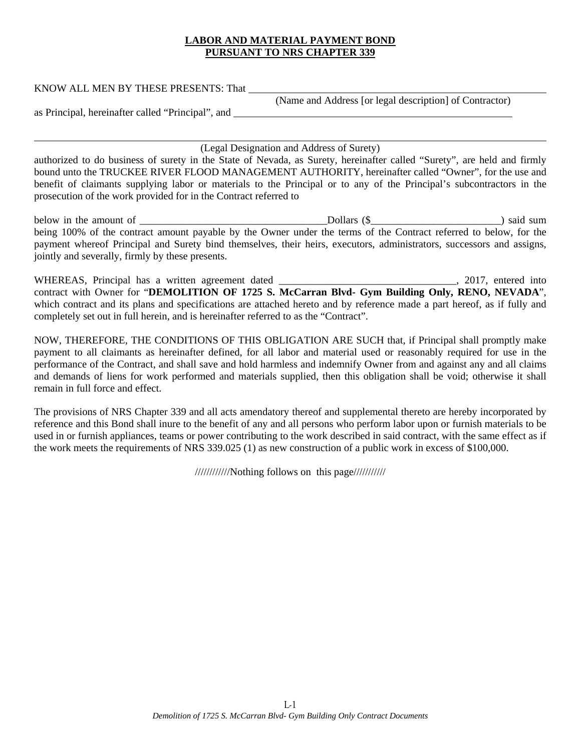**LABOR AND MATERIAL PAYMENT BOND**
**PURSUANT TO NRS CHAPTER 339**

KNOW ALL MEN BY THESE PRESENTS: That ______________________________________________

(Name and Address [or legal description] of Contractor)

as Principal, hereinafter called "Principal", and ______________________________________________

______________________________________________________________________________

(Legal Designation and Address of Surety)

authorized to do business of surety in the State of Nevada, as Surety, hereinafter called "Surety", are held and firmly bound unto the TRUCKEE RIVER FLOOD MANAGEMENT AUTHORITY, hereinafter called "Owner", for the use and benefit of claimants supplying labor or materials to the Principal or to any of the Principal's subcontractors in the prosecution of the work provided for in the Contract referred to

below in the amount of ____________________________________Dollars ($_________________________) said sum being 100% of the contract amount payable by the Owner under the terms of the Contract referred to below, for the payment whereof Principal and Surety bind themselves, their heirs, executors, administrators, successors and assigns, jointly and severally, firmly by these presents.

WHEREAS, Principal has a written agreement dated __________________________________, 2017, entered into contract with Owner for "**DEMOLITION OF 1725 S. McCarran Blvd- Gym Building Only, RENO, NEVADA**", which contract and its plans and specifications are attached hereto and by reference made a part hereof, as if fully and completely set out in full herein, and is hereinafter referred to as the "Contract".

NOW, THEREFORE, THE CONDITIONS OF THIS OBLIGATION ARE SUCH that, if Principal shall promptly make payment to all claimants as hereinafter defined, for all labor and material used or reasonably required for use in the performance of the Contract, and shall save and hold harmless and indemnify Owner from and against any and all claims and demands of liens for work performed and materials supplied, then this obligation shall be void; otherwise it shall remain in full force and effect.

The provisions of NRS Chapter 339 and all acts amendatory thereof and supplemental thereto are hereby incorporated by reference and this Bond shall inure to the benefit of any and all persons who perform labor upon or furnish materials to be used in or furnish appliances, teams or power contributing to the work described in said contract, with the same effect as if the work meets the requirements of NRS 339.025 (1) as new construction of a public work in excess of $100,000.

///////////Nothing follows on this page//////////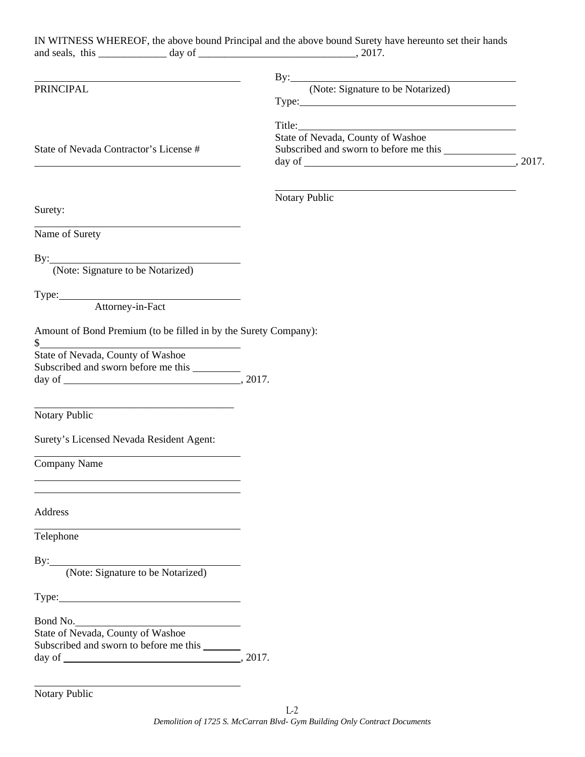IN WITNESS WHEREOF, the above bound Principal and the above bound Surety have hereunto set their hands and seals, this _____________ day of ______________________________, 2017.

_______________________________________
PRINCIPAL

State of Nevada Contractor's License #
_______________________________________

By:_____________________________________
(Note: Signature to be Notarized)
Type:___________________________________

Title:___________________________________
State of Nevada, County of Washoe
Subscribed and sworn to before me this _____________
day of ________________________________________, 2017.

_______________________________________
Notary Public

Surety:

_______________________________________
Name of Surety

By:_____________________________________
(Note: Signature to be Notarized)

Type:___________________________________
Attorney-in-Fact

Amount of Bond Premium (to be filled in by the Surety Company):
$_______________________________________
State of Nevada, County of Washoe
Subscribed and sworn before me this _________
day of __________________________________, 2017.

_______________________________________
Notary Public

Surety's Licensed Nevada Resident Agent:

_______________________________________
Company Name

_______________________________________
_______________________________________

Address

_______________________________________
Telephone

By:_____________________________________
(Note: Signature to be Notarized)

Type:___________________________________

Bond No.________________________________
State of Nevada, County of Washoe
Subscribed and sworn to before me this _______
day of __________________________________, 2017.

_______________________________________
Notary Public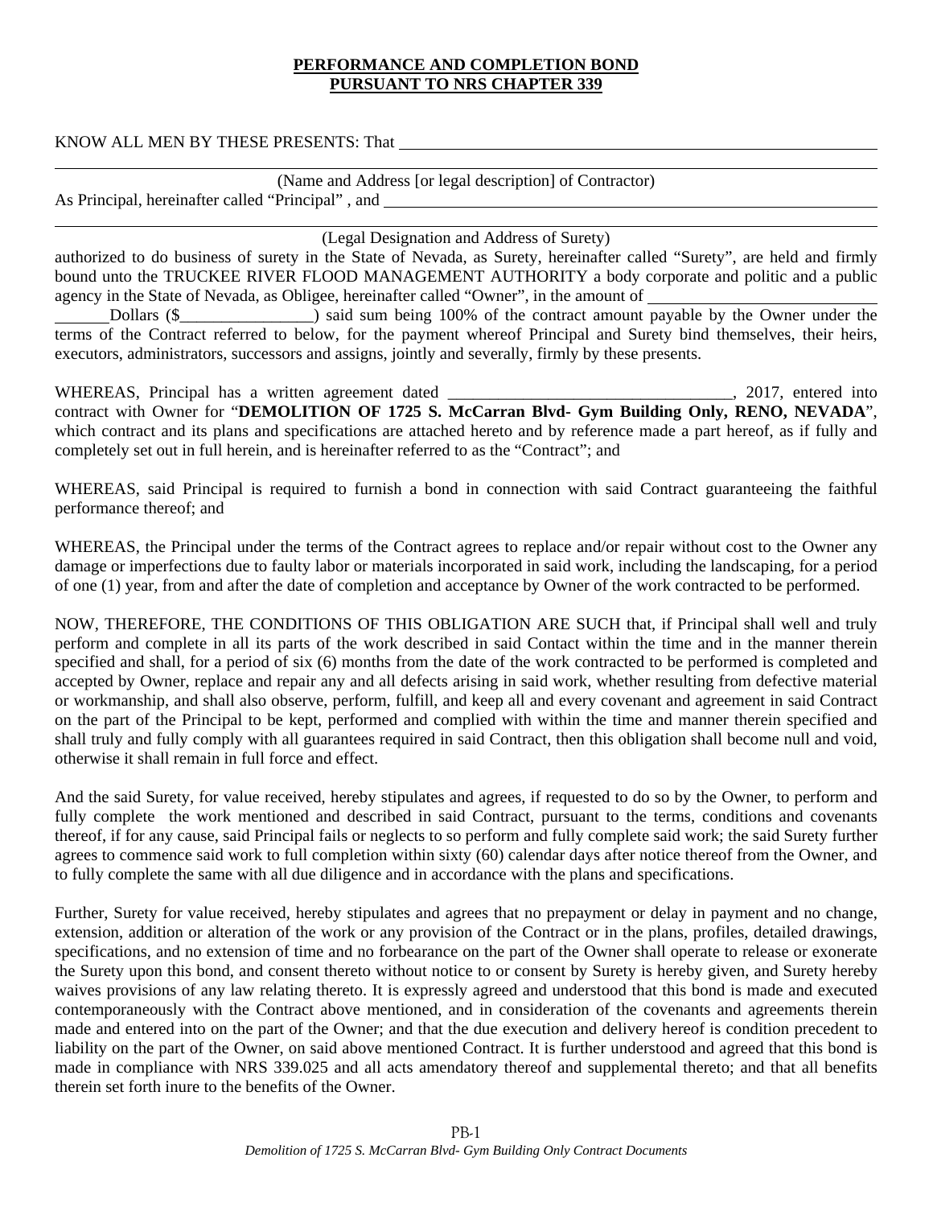**PERFORMANCE AND COMPLETION BOND**
**PURSUANT TO NRS CHAPTER 339**

KNOW ALL MEN BY THESE PRESENTS: That ______________________________________________

______________________________________________________________________________

(Name and Address [or legal description] of Contractor)

As Principal, hereinafter called "Principal" , and ______________________________________

______________________________________________________________________________

(Legal Designation and Address of Surety)

authorized to do business of surety in the State of Nevada, as Surety, hereinafter called "Surety", are held and firmly bound unto the TRUCKEE RIVER FLOOD MANAGEMENT AUTHORITY a body corporate and politic and a public agency in the State of Nevada, as Obligee, hereinafter called "Owner", in the amount of ____________________ ______Dollars ($________________) said sum being 100% of the contract amount payable by the Owner under the terms of the Contract referred to below, for the payment whereof Principal and Surety bind themselves, their heirs, executors, administrators, successors and assigns, jointly and severally, firmly by these presents.

WHEREAS, Principal has a written agreement dated __________________________________, 2017, entered into contract with Owner for "**DEMOLITION OF 1725 S. McCarran Blvd- Gym Building Only, RENO, NEVADA**", which contract and its plans and specifications are attached hereto and by reference made a part hereof, as if fully and completely set out in full herein, and is hereinafter referred to as the "Contract"; and

WHEREAS, said Principal is required to furnish a bond in connection with said Contract guaranteeing the faithful performance thereof; and

WHEREAS, the Principal under the terms of the Contract agrees to replace and/or repair without cost to the Owner any damage or imperfections due to faulty labor or materials incorporated in said work, including the landscaping, for a period of one (1) year, from and after the date of completion and acceptance by Owner of the work contracted to be performed.

NOW, THEREFORE, THE CONDITIONS OF THIS OBLIGATION ARE SUCH that, if Principal shall well and truly perform and complete in all its parts of the work described in said Contact within the time and in the manner therein specified and shall, for a period of six (6) months from the date of the work contracted to be performed is completed and accepted by Owner, replace and repair any and all defects arising in said work, whether resulting from defective material or workmanship, and shall also observe, perform, fulfill, and keep all and every covenant and agreement in said Contract on the part of the Principal to be kept, performed and complied with within the time and manner therein specified and shall truly and fully comply with all guarantees required in said Contract, then this obligation shall become null and void, otherwise it shall remain in full force and effect.

And the said Surety, for value received, hereby stipulates and agrees, if requested to do so by the Owner, to perform and fully complete the work mentioned and described in said Contract, pursuant to the terms, conditions and covenants thereof, if for any cause, said Principal fails or neglects to so perform and fully complete said work; the said Surety further agrees to commence said work to full completion within sixty (60) calendar days after notice thereof from the Owner, and to fully complete the same with all due diligence and in accordance with the plans and specifications.

Further, Surety for value received, hereby stipulates and agrees that no prepayment or delay in payment and no change, extension, addition or alteration of the work or any provision of the Contract or in the plans, profiles, detailed drawings, specifications, and no extension of time and no forbearance on the part of the Owner shall operate to release or exonerate the Surety upon this bond, and consent thereto without notice to or consent by Surety is hereby given, and Surety hereby waives provisions of any law relating thereto. It is expressly agreed and understood that this bond is made and executed contemporaneously with the Contract above mentioned, and in consideration of the covenants and agreements therein made and entered into on the part of the Owner; and that the due execution and delivery hereof is condition precedent to liability on the part of the Owner, on said above mentioned Contract. It is further understood and agreed that this bond is made in compliance with NRS 339.025 and all acts amendatory thereof and supplemental thereto; and that all benefits therein set forth inure to the benefits of the Owner.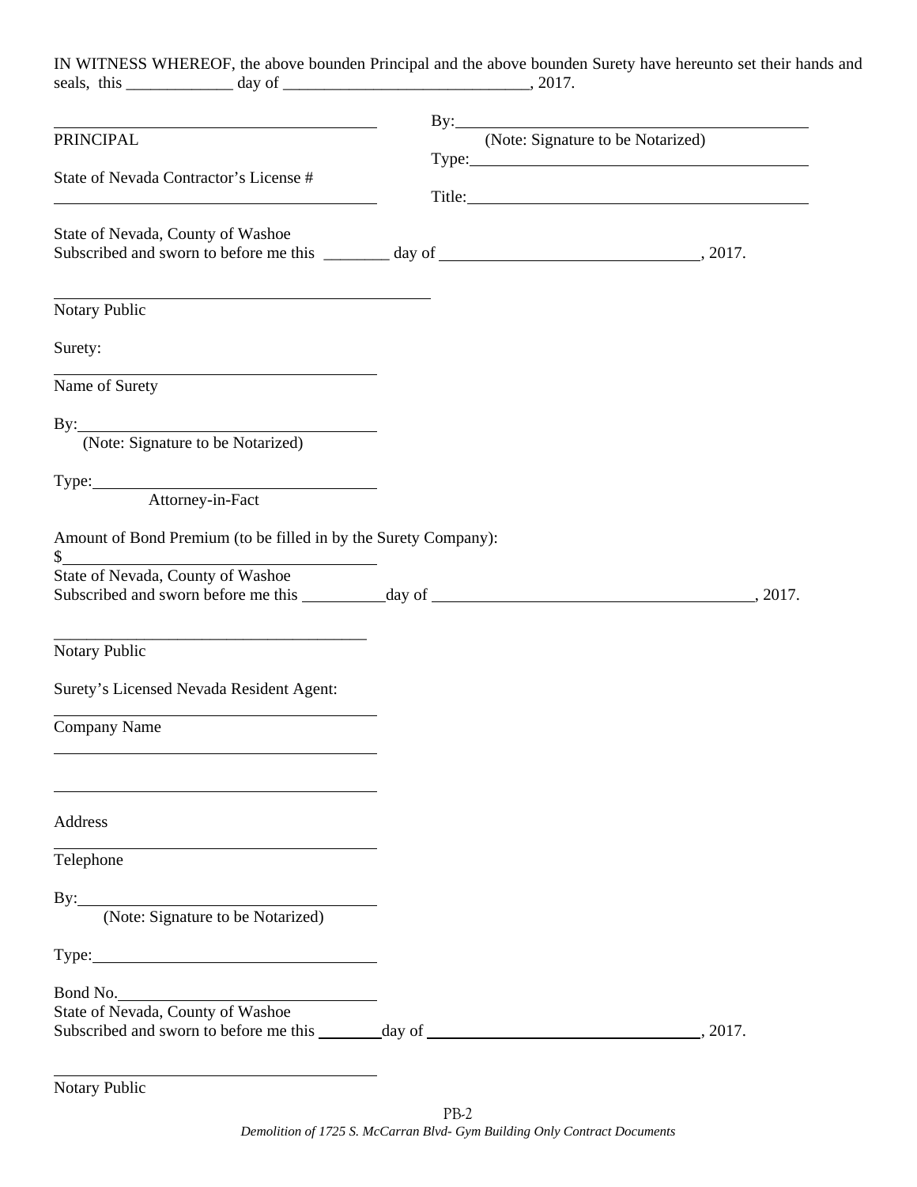IN WITNESS WHEREOF, the above bounden Principal and the above bounden Surety have hereunto set their hands and seals, this _____________ day of ______________________________, 2017.

| | |
|---|---|
| ______________________________ | By: ______________________________ |
| PRINCIPAL | (Note: Signature to be Notarized) |
| | Type: ______________________________ |
| State of Nevada Contractor's License # | |
| ______________________________ | Title: ______________________________ |

State of Nevada, County of Washoe
Subscribed and sworn to before me this ________ day of ______________________________, 2017.

______________________________
Notary Public

Surety:

______________________________
Name of Surety

By: ______________________________
(Note: Signature to be Notarized)

Type: ______________________________
Attorney-in-Fact

Amount of Bond Premium (to be filled in by the Surety Company):
$ ______________________________
State of Nevada, County of Washoe
Subscribed and sworn before me this __________day of ______________________________, 2017.

______________________________
Notary Public

Surety's Licensed Nevada Resident Agent:

______________________________
Company Name

______________________________

______________________________

Address

______________________________
Telephone

By: ______________________________
(Note: Signature to be Notarized)

Type: ______________________________

Bond No. ______________________________
State of Nevada, County of Washoe
Subscribed and sworn to before me this ________day of ______________________________, 2017.

______________________________
Notary Public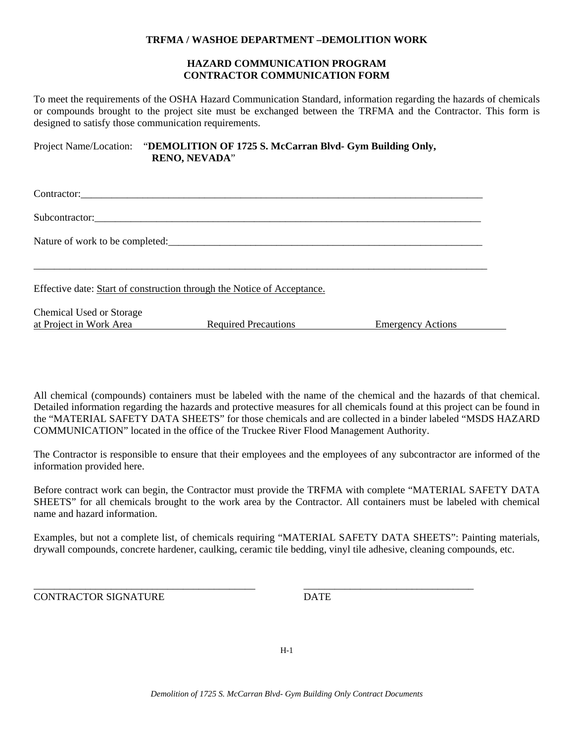**TRFMA / WASHOE DEPARTMENT –DEMOLITION WORK**

**HAZARD COMMUNICATION PROGRAM**
**CONTRACTOR COMMUNICATION FORM**

To meet the requirements of the OSHA Hazard Communication Standard, information regarding the hazards of chemicals or compounds brought to the project site must be exchanged between the TRFMA and the Contractor. This form is designed to satisfy those communication requirements.

Project Name/Location: "**DEMOLITION OF 1725 S. McCarran Blvd- Gym Building Only, RENO, NEVADA**"

Contractor:_______________________________________________________________________________

Subcontractor:____________________________________________________________________________

Nature of work to be completed:_________________________________________________________________

___________________________________________________________________________________________

Effective date: Start of construction through the Notice of Acceptance.

| Chemical Used or Storage at Project in Work Area | Required Precautions | Emergency Actions |
|---|---|---|
| | | |

All chemical (compounds) containers must be labeled with the name of the chemical and the hazards of that chemical. Detailed information regarding the hazards and protective measures for all chemicals found at this project can be found in the "MATERIAL SAFETY DATA SHEETS" for those chemicals and are collected in a binder labeled "MSDS HAZARD COMMUNICATION" located in the office of the Truckee River Flood Management Authority.

The Contractor is responsible to ensure that their employees and the employees of any subcontractor are informed of the information provided here.

Before contract work can begin, the Contractor must provide the TRFMA with complete "MATERIAL SAFETY DATA SHEETS" for all chemicals brought to the work area by the Contractor. All containers must be labeled with chemical name and hazard information.

Examples, but not a complete list, of chemicals requiring "MATERIAL SAFETY DATA SHEETS": Painting materials, drywall compounds, concrete hardener, caulking, ceramic tile bedding, vinyl tile adhesive, cleaning compounds, etc.

_____________________________________________ _________________________________

CONTRACTOR SIGNATURE DATE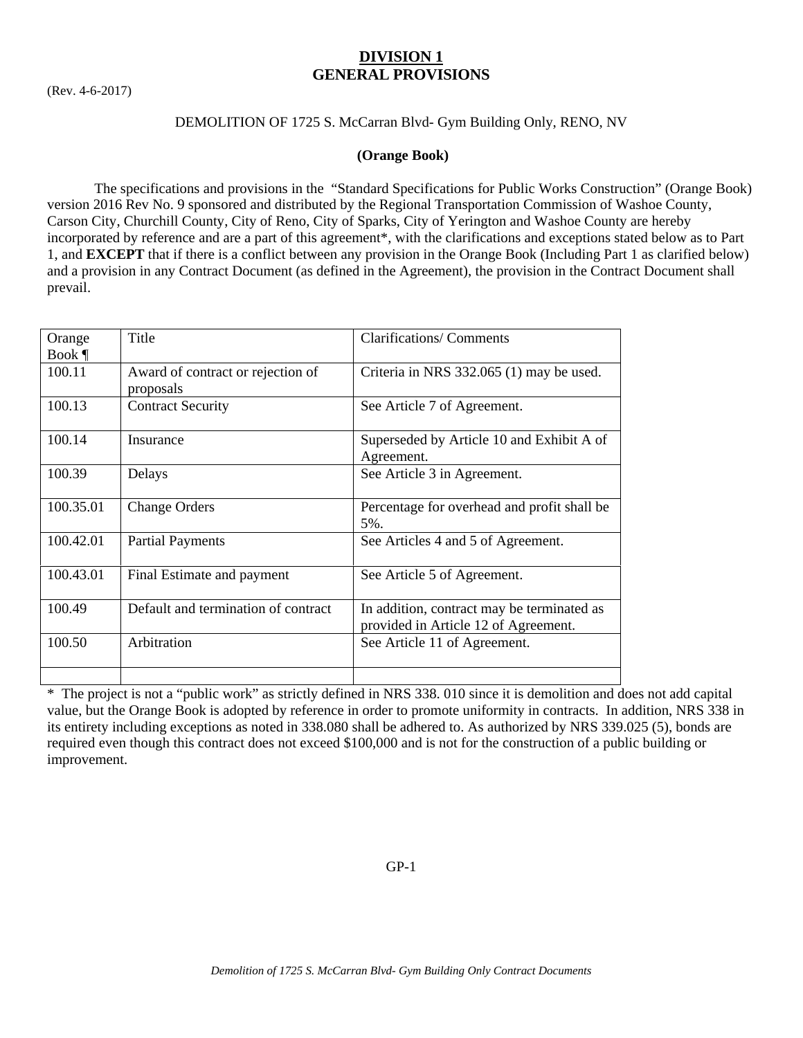# DIVISION 1
# GENERAL PROVISIONS

(Rev. 4-6-2017)

DEMOLITION OF 1725 S. McCarran Blvd- Gym Building Only, RENO, NV

**(Orange Book)**

The specifications and provisions in the "Standard Specifications for Public Works Construction" (Orange Book) version 2016 Rev No. 9 sponsored and distributed by the Regional Transportation Commission of Washoe County, Carson City, Churchill County, City of Reno, City of Sparks, City of Yerington and Washoe County are hereby incorporated by reference and are a part of this agreement*, with the clarifications and exceptions stated below as to Part 1, and **EXCEPT** that if there is a conflict between any provision in the Orange Book (Including Part 1 as clarified below) and a provision in any Contract Document (as defined in the Agreement), the provision in the Contract Document shall prevail.

| Orange Book ¶ | Title | Clarifications/ Comments |
|---|---|---|
| 100.11 | Award of contract or rejection of proposals | Criteria in NRS 332.065 (1) may be used. |
| 100.13 | Contract Security | See Article 7 of Agreement. |
| 100.14 | Insurance | Superseded by Article 10 and Exhibit A of Agreement. |
| 100.39 | Delays | See Article 3 in Agreement. |
| 100.35.01 | Change Orders | Percentage for overhead and profit shall be 5%. |
| 100.42.01 | Partial Payments | See Articles 4 and 5 of Agreement. |
| 100.43.01 | Final Estimate and payment | See Article 5 of Agreement. |
| 100.49 | Default and termination of contract | In addition, contract may be terminated as provided in Article 12 of Agreement. |
| 100.50 | Arbitration | See Article 11 of Agreement. |
| | | |

* The project is not a "public work" as strictly defined in NRS 338. 010 since it is demolition and does not add capital value, but the Orange Book is adopted by reference in order to promote uniformity in contracts. In addition, NRS 338 in its entirety including exceptions as noted in 338.080 shall be adhered to. As authorized by NRS 339.025 (5), bonds are required even though this contract does not exceed $100,000 and is not for the construction of a public building or improvement.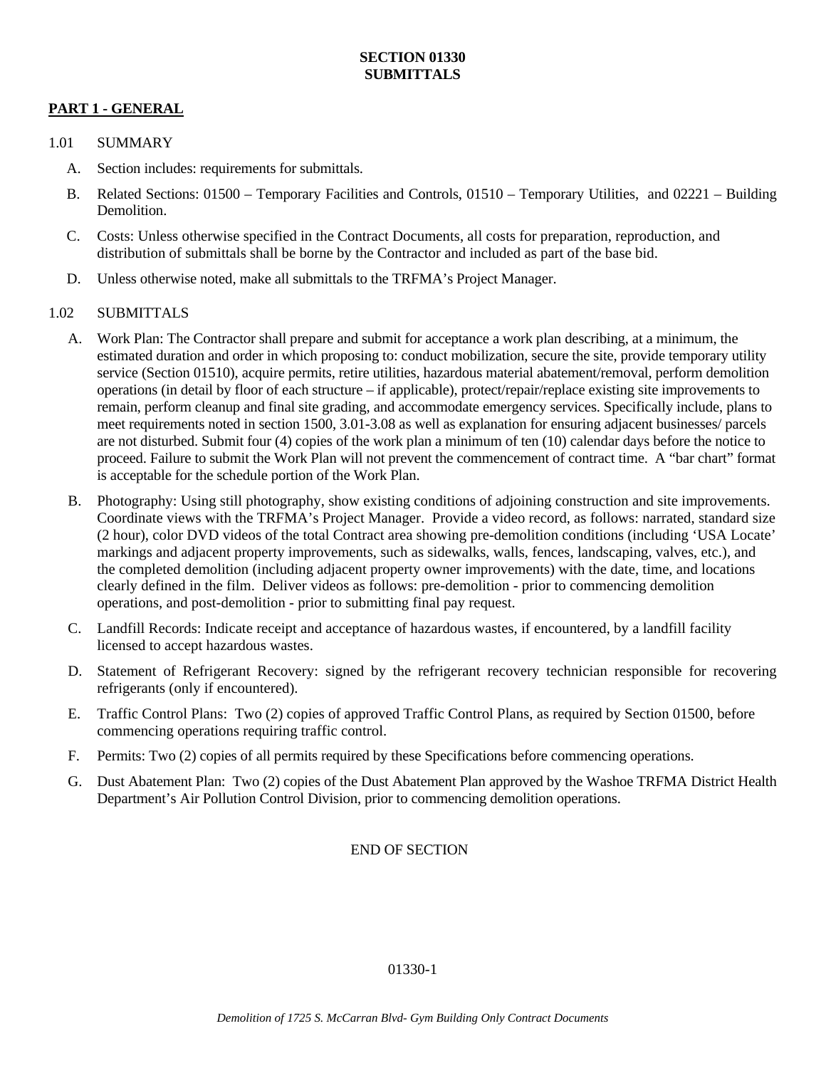# SECTION 01330
# SUBMITTALS

## PART 1 - GENERAL

### 1.01 SUMMARY

A. Section includes: requirements for submittals.

B. Related Sections: 01500 – Temporary Facilities and Controls, 01510 – Temporary Utilities, and 02221 – Building Demolition.

C. Costs: Unless otherwise specified in the Contract Documents, all costs for preparation, reproduction, and distribution of submittals shall be borne by the Contractor and included as part of the base bid.

D. Unless otherwise noted, make all submittals to the TRFMA's Project Manager.

### 1.02 SUBMITTALS

A. Work Plan: The Contractor shall prepare and submit for acceptance a work plan describing, at a minimum, the estimated duration and order in which proposing to: conduct mobilization, secure the site, provide temporary utility service (Section 01510), acquire permits, retire utilities, hazardous material abatement/removal, perform demolition operations (in detail by floor of each structure – if applicable), protect/repair/replace existing site improvements to remain, perform cleanup and final site grading, and accommodate emergency services. Specifically include, plans to meet requirements noted in section 1500, 3.01-3.08 as well as explanation for ensuring adjacent businesses/ parcels are not disturbed. Submit four (4) copies of the work plan a minimum of ten (10) calendar days before the notice to proceed. Failure to submit the Work Plan will not prevent the commencement of contract time. A "bar chart" format is acceptable for the schedule portion of the Work Plan.

B. Photography: Using still photography, show existing conditions of adjoining construction and site improvements. Coordinate views with the TRFMA's Project Manager. Provide a video record, as follows: narrated, standard size (2 hour), color DVD videos of the total Contract area showing pre-demolition conditions (including 'USA Locate' markings and adjacent property improvements, such as sidewalks, walls, fences, landscaping, valves, etc.), and the completed demolition (including adjacent property owner improvements) with the date, time, and locations clearly defined in the film. Deliver videos as follows: pre-demolition - prior to commencing demolition operations, and post-demolition - prior to submitting final pay request.

C. Landfill Records: Indicate receipt and acceptance of hazardous wastes, if encountered, by a landfill facility licensed to accept hazardous wastes.

D. Statement of Refrigerant Recovery: signed by the refrigerant recovery technician responsible for recovering refrigerants (only if encountered).

E. Traffic Control Plans: Two (2) copies of approved Traffic Control Plans, as required by Section 01500, before commencing operations requiring traffic control.

F. Permits: Two (2) copies of all permits required by these Specifications before commencing operations.

G. Dust Abatement Plan: Two (2) copies of the Dust Abatement Plan approved by the Washoe TRFMA District Health Department's Air Pollution Control Division, prior to commencing demolition operations.

END OF SECTION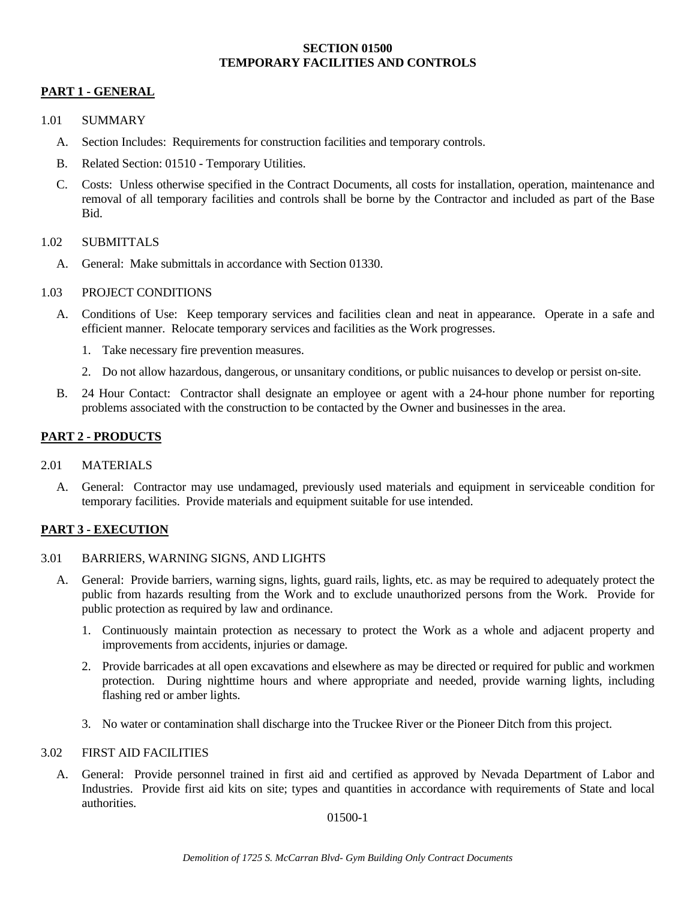# SECTION 01500
# TEMPORARY FACILITIES AND CONTROLS

## PART 1 - GENERAL

1.01 SUMMARY

A. Section Includes: Requirements for construction facilities and temporary controls.

B. Related Section: 01510 - Temporary Utilities.

C. Costs: Unless otherwise specified in the Contract Documents, all costs for installation, operation, maintenance and removal of all temporary facilities and controls shall be borne by the Contractor and included as part of the Base Bid.

1.02 SUBMITTALS

A. General: Make submittals in accordance with Section 01330.

1.03 PROJECT CONDITIONS

A. Conditions of Use: Keep temporary services and facilities clean and neat in appearance. Operate in a safe and efficient manner. Relocate temporary services and facilities as the Work progresses.

1. Take necessary fire prevention measures.

2. Do not allow hazardous, dangerous, or unsanitary conditions, or public nuisances to develop or persist on-site.

B. 24 Hour Contact: Contractor shall designate an employee or agent with a 24-hour phone number for reporting problems associated with the construction to be contacted by the Owner and businesses in the area.

## PART 2 - PRODUCTS

2.01 MATERIALS

A. General: Contractor may use undamaged, previously used materials and equipment in serviceable condition for temporary facilities. Provide materials and equipment suitable for use intended.

## PART 3 - EXECUTION

3.01 BARRIERS, WARNING SIGNS, AND LIGHTS

A. General: Provide barriers, warning signs, lights, guard rails, lights, etc. as may be required to adequately protect the public from hazards resulting from the Work and to exclude unauthorized persons from the Work. Provide for public protection as required by law and ordinance.

1. Continuously maintain protection as necessary to protect the Work as a whole and adjacent property and improvements from accidents, injuries or damage.

2. Provide barricades at all open excavations and elsewhere as may be directed or required for public and workmen protection. During nighttime hours and where appropriate and needed, provide warning lights, including flashing red or amber lights.

3. No water or contamination shall discharge into the Truckee River or the Pioneer Ditch from this project.

3.02 FIRST AID FACILITIES

A. General: Provide personnel trained in first aid and certified as approved by Nevada Department of Labor and Industries. Provide first aid kits on site; types and quantities in accordance with requirements of State and local authorities.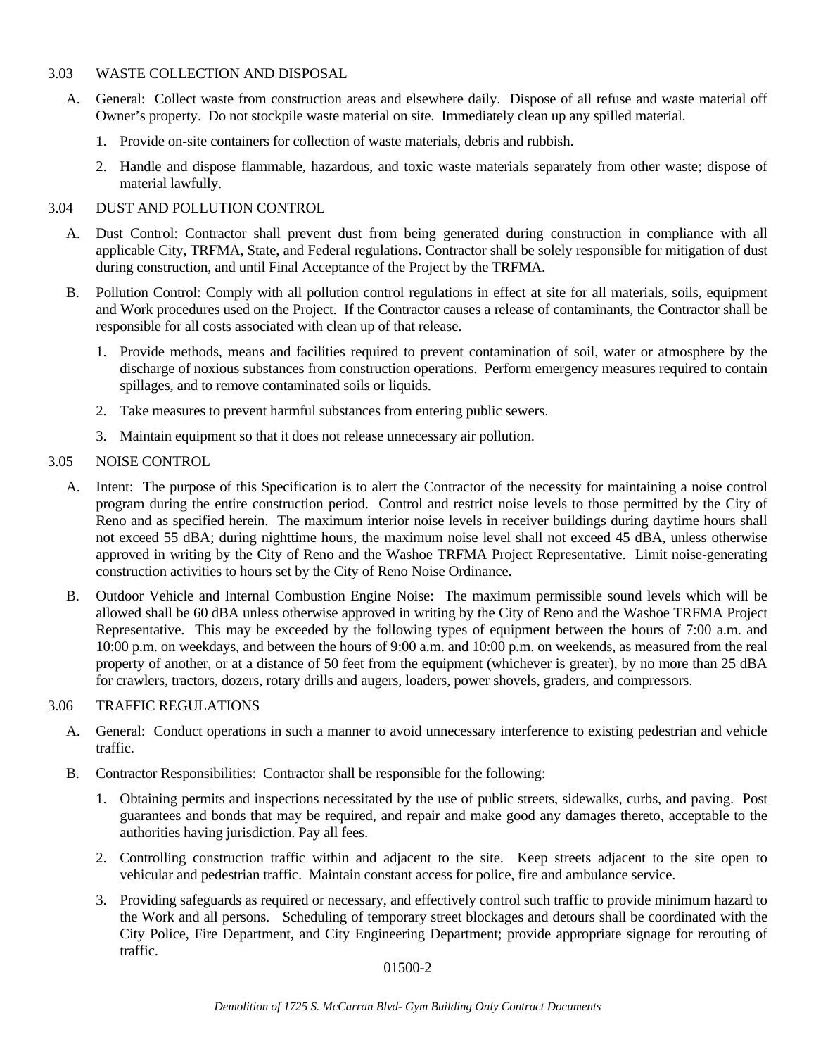### 3.03 WASTE COLLECTION AND DISPOSAL

A. General: Collect waste from construction areas and elsewhere daily. Dispose of all refuse and waste material off Owner's property. Do not stockpile waste material on site. Immediately clean up any spilled material.

1. Provide on-site containers for collection of waste materials, debris and rubbish.
2. Handle and dispose flammable, hazardous, and toxic waste materials separately from other waste; dispose of material lawfully.

### 3.04 DUST AND POLLUTION CONTROL

A. Dust Control: Contractor shall prevent dust from being generated during construction in compliance with all applicable City, TRFMA, State, and Federal regulations. Contractor shall be solely responsible for mitigation of dust during construction, and until Final Acceptance of the Project by the TRFMA.

B. Pollution Control: Comply with all pollution control regulations in effect at site for all materials, soils, equipment and Work procedures used on the Project. If the Contractor causes a release of contaminants, the Contractor shall be responsible for all costs associated with clean up of that release.

1. Provide methods, means and facilities required to prevent contamination of soil, water or atmosphere by the discharge of noxious substances from construction operations. Perform emergency measures required to contain spillages, and to remove contaminated soils or liquids.
2. Take measures to prevent harmful substances from entering public sewers.
3. Maintain equipment so that it does not release unnecessary air pollution.

### 3.05 NOISE CONTROL

A. Intent: The purpose of this Specification is to alert the Contractor of the necessity for maintaining a noise control program during the entire construction period. Control and restrict noise levels to those permitted by the City of Reno and as specified herein. The maximum interior noise levels in receiver buildings during daytime hours shall not exceed 55 dBA; during nighttime hours, the maximum noise level shall not exceed 45 dBA, unless otherwise approved in writing by the City of Reno and the Washoe TRFMA Project Representative. Limit noise-generating construction activities to hours set by the City of Reno Noise Ordinance.

B. Outdoor Vehicle and Internal Combustion Engine Noise: The maximum permissible sound levels which will be allowed shall be 60 dBA unless otherwise approved in writing by the City of Reno and the Washoe TRFMA Project Representative. This may be exceeded by the following types of equipment between the hours of 7:00 a.m. and 10:00 p.m. on weekdays, and between the hours of 9:00 a.m. and 10:00 p.m. on weekends, as measured from the real property of another, or at a distance of 50 feet from the equipment (whichever is greater), by no more than 25 dBA for crawlers, tractors, dozers, rotary drills and augers, loaders, power shovels, graders, and compressors.

### 3.06 TRAFFIC REGULATIONS

A. General: Conduct operations in such a manner to avoid unnecessary interference to existing pedestrian and vehicle traffic.

B. Contractor Responsibilities: Contractor shall be responsible for the following:

1. Obtaining permits and inspections necessitated by the use of public streets, sidewalks, curbs, and paving. Post guarantees and bonds that may be required, and repair and make good any damages thereto, acceptable to the authorities having jurisdiction. Pay all fees.
2. Controlling construction traffic within and adjacent to the site. Keep streets adjacent to the site open to vehicular and pedestrian traffic. Maintain constant access for police, fire and ambulance service.
3. Providing safeguards as required or necessary, and effectively control such traffic to provide minimum hazard to the Work and all persons. Scheduling of temporary street blockages and detours shall be coordinated with the City Police, Fire Department, and City Engineering Department; provide appropriate signage for rerouting of traffic.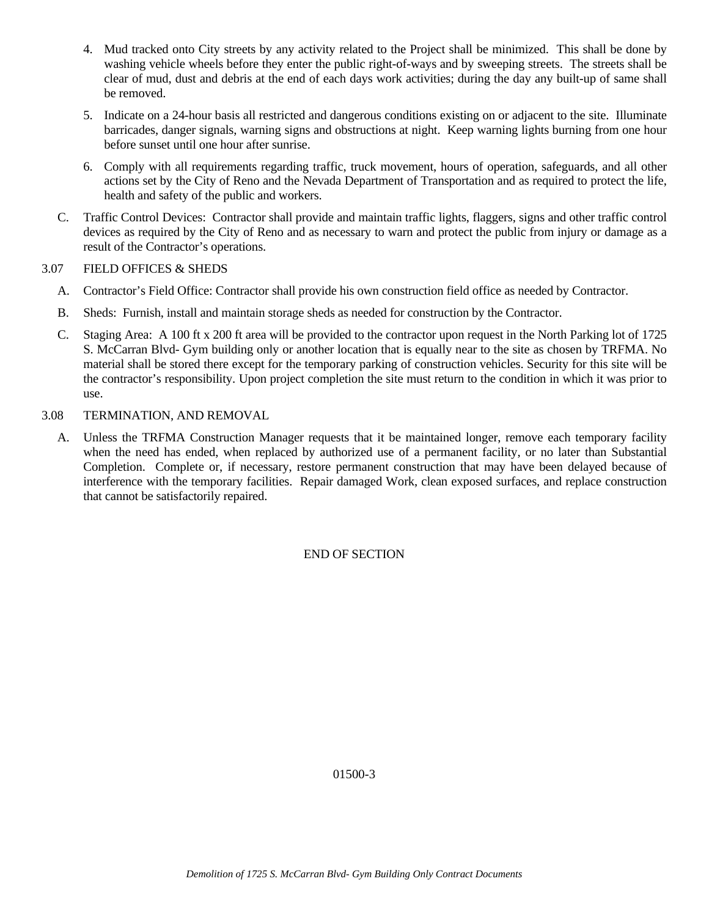4. Mud tracked onto City streets by any activity related to the Project shall be minimized. This shall be done by washing vehicle wheels before they enter the public right-of-ways and by sweeping streets. The streets shall be clear of mud, dust and debris at the end of each days work activities; during the day any built-up of same shall be removed.

5. Indicate on a 24-hour basis all restricted and dangerous conditions existing on or adjacent to the site. Illuminate barricades, danger signals, warning signs and obstructions at night. Keep warning lights burning from one hour before sunset until one hour after sunrise.

6. Comply with all requirements regarding traffic, truck movement, hours of operation, safeguards, and all other actions set by the City of Reno and the Nevada Department of Transportation and as required to protect the life, health and safety of the public and workers.

C. Traffic Control Devices: Contractor shall provide and maintain traffic lights, flaggers, signs and other traffic control devices as required by the City of Reno and as necessary to warn and protect the public from injury or damage as a result of the Contractor's operations.

3.07 FIELD OFFICES & SHEDS

A. Contractor's Field Office: Contractor shall provide his own construction field office as needed by Contractor.

B. Sheds: Furnish, install and maintain storage sheds as needed for construction by the Contractor.

C. Staging Area: A 100 ft x 200 ft area will be provided to the contractor upon request in the North Parking lot of 1725 S. McCarran Blvd- Gym building only or another location that is equally near to the site as chosen by TRFMA. No material shall be stored there except for the temporary parking of construction vehicles. Security for this site will be the contractor's responsibility. Upon project completion the site must return to the condition in which it was prior to use.

3.08 TERMINATION, AND REMOVAL

A. Unless the TRFMA Construction Manager requests that it be maintained longer, remove each temporary facility when the need has ended, when replaced by authorized use of a permanent facility, or no later than Substantial Completion. Complete or, if necessary, restore permanent construction that may have been delayed because of interference with the temporary facilities. Repair damaged Work, clean exposed surfaces, and replace construction that cannot be satisfactorily repaired.

END OF SECTION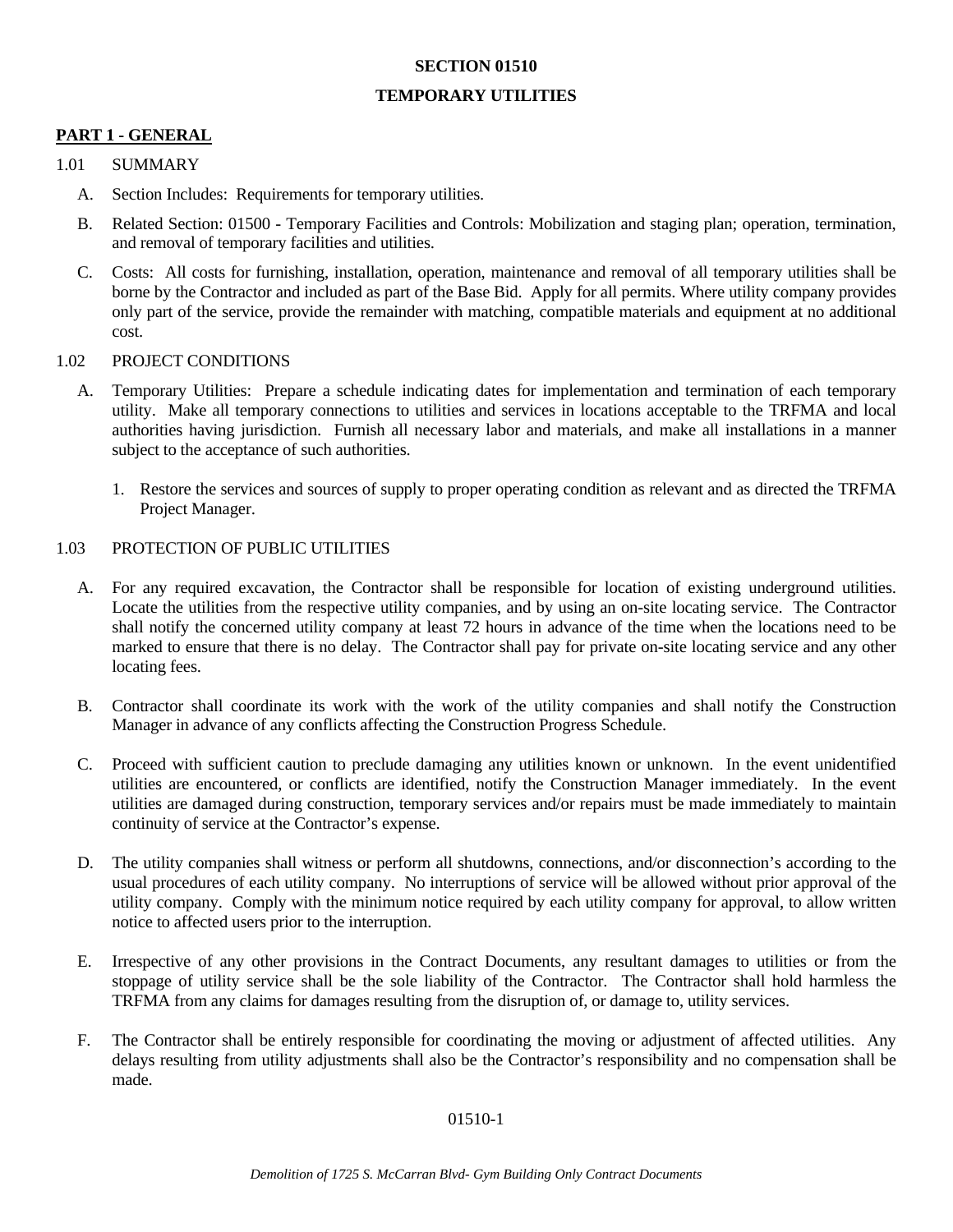# SECTION 01510

# TEMPORARY UTILITIES

## PART 1 - GENERAL

### 1.01 SUMMARY

A. Section Includes: Requirements for temporary utilities.

B. Related Section: 01500 - Temporary Facilities and Controls: Mobilization and staging plan; operation, termination, and removal of temporary facilities and utilities.

C. Costs: All costs for furnishing, installation, operation, maintenance and removal of all temporary utilities shall be borne by the Contractor and included as part of the Base Bid. Apply for all permits. Where utility company provides only part of the service, provide the remainder with matching, compatible materials and equipment at no additional cost.

### 1.02 PROJECT CONDITIONS

A. Temporary Utilities: Prepare a schedule indicating dates for implementation and termination of each temporary utility. Make all temporary connections to utilities and services in locations acceptable to the TRFMA and local authorities having jurisdiction. Furnish all necessary labor and materials, and make all installations in a manner subject to the acceptance of such authorities.

1. Restore the services and sources of supply to proper operating condition as relevant and as directed the TRFMA Project Manager.

### 1.03 PROTECTION OF PUBLIC UTILITIES

A. For any required excavation, the Contractor shall be responsible for location of existing underground utilities. Locate the utilities from the respective utility companies, and by using an on-site locating service. The Contractor shall notify the concerned utility company at least 72 hours in advance of the time when the locations need to be marked to ensure that there is no delay. The Contractor shall pay for private on-site locating service and any other locating fees.

B. Contractor shall coordinate its work with the work of the utility companies and shall notify the Construction Manager in advance of any conflicts affecting the Construction Progress Schedule.

C. Proceed with sufficient caution to preclude damaging any utilities known or unknown. In the event unidentified utilities are encountered, or conflicts are identified, notify the Construction Manager immediately. In the event utilities are damaged during construction, temporary services and/or repairs must be made immediately to maintain continuity of service at the Contractor's expense.

D. The utility companies shall witness or perform all shutdowns, connections, and/or disconnection's according to the usual procedures of each utility company. No interruptions of service will be allowed without prior approval of the utility company. Comply with the minimum notice required by each utility company for approval, to allow written notice to affected users prior to the interruption.

E. Irrespective of any other provisions in the Contract Documents, any resultant damages to utilities or from the stoppage of utility service shall be the sole liability of the Contractor. The Contractor shall hold harmless the TRFMA from any claims for damages resulting from the disruption of, or damage to, utility services.

F. The Contractor shall be entirely responsible for coordinating the moving or adjustment of affected utilities. Any delays resulting from utility adjustments shall also be the Contractor's responsibility and no compensation shall be made.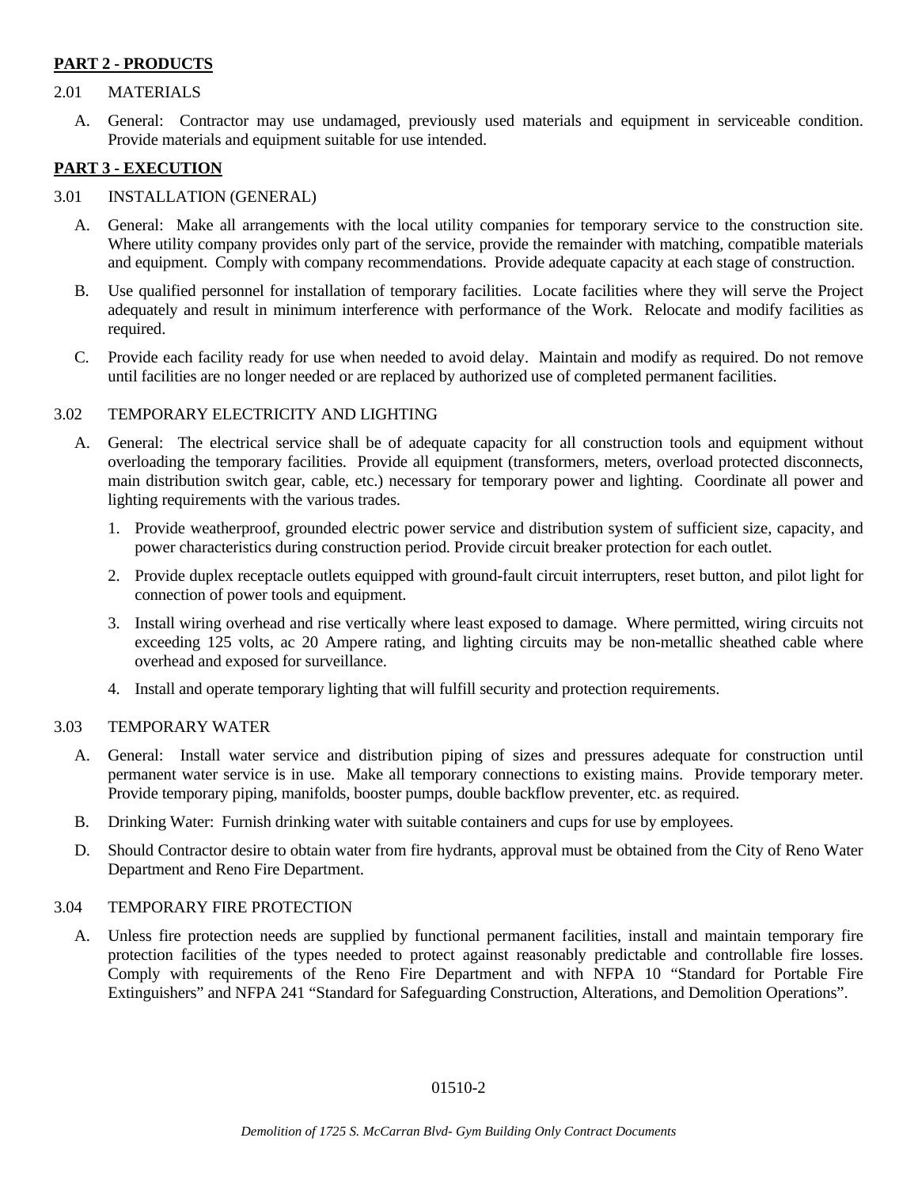## PART 2 - PRODUCTS

2.01 MATERIALS

A. General: Contractor may use undamaged, previously used materials and equipment in serviceable condition. Provide materials and equipment suitable for use intended.

## PART 3 - EXECUTION

3.01 INSTALLATION (GENERAL)

A. General: Make all arrangements with the local utility companies for temporary service to the construction site. Where utility company provides only part of the service, provide the remainder with matching, compatible materials and equipment. Comply with company recommendations. Provide adequate capacity at each stage of construction.

B. Use qualified personnel for installation of temporary facilities. Locate facilities where they will serve the Project adequately and result in minimum interference with performance of the Work. Relocate and modify facilities as required.

C. Provide each facility ready for use when needed to avoid delay. Maintain and modify as required. Do not remove until facilities are no longer needed or are replaced by authorized use of completed permanent facilities.

3.02 TEMPORARY ELECTRICITY AND LIGHTING

A. General: The electrical service shall be of adequate capacity for all construction tools and equipment without overloading the temporary facilities. Provide all equipment (transformers, meters, overload protected disconnects, main distribution switch gear, cable, etc.) necessary for temporary power and lighting. Coordinate all power and lighting requirements with the various trades.

1. Provide weatherproof, grounded electric power service and distribution system of sufficient size, capacity, and power characteristics during construction period. Provide circuit breaker protection for each outlet.
2. Provide duplex receptacle outlets equipped with ground-fault circuit interrupters, reset button, and pilot light for connection of power tools and equipment.
3. Install wiring overhead and rise vertically where least exposed to damage. Where permitted, wiring circuits not exceeding 125 volts, ac 20 Ampere rating, and lighting circuits may be non-metallic sheathed cable where overhead and exposed for surveillance.
4. Install and operate temporary lighting that will fulfill security and protection requirements.

3.03 TEMPORARY WATER

A. General: Install water service and distribution piping of sizes and pressures adequate for construction until permanent water service is in use. Make all temporary connections to existing mains. Provide temporary meter. Provide temporary piping, manifolds, booster pumps, double backflow preventer, etc. as required.

B. Drinking Water: Furnish drinking water with suitable containers and cups for use by employees.

D. Should Contractor desire to obtain water from fire hydrants, approval must be obtained from the City of Reno Water Department and Reno Fire Department.

3.04 TEMPORARY FIRE PROTECTION

A. Unless fire protection needs are supplied by functional permanent facilities, install and maintain temporary fire protection facilities of the types needed to protect against reasonably predictable and controllable fire losses. Comply with requirements of the Reno Fire Department and with NFPA 10 "Standard for Portable Fire Extinguishers" and NFPA 241 "Standard for Safeguarding Construction, Alterations, and Demolition Operations".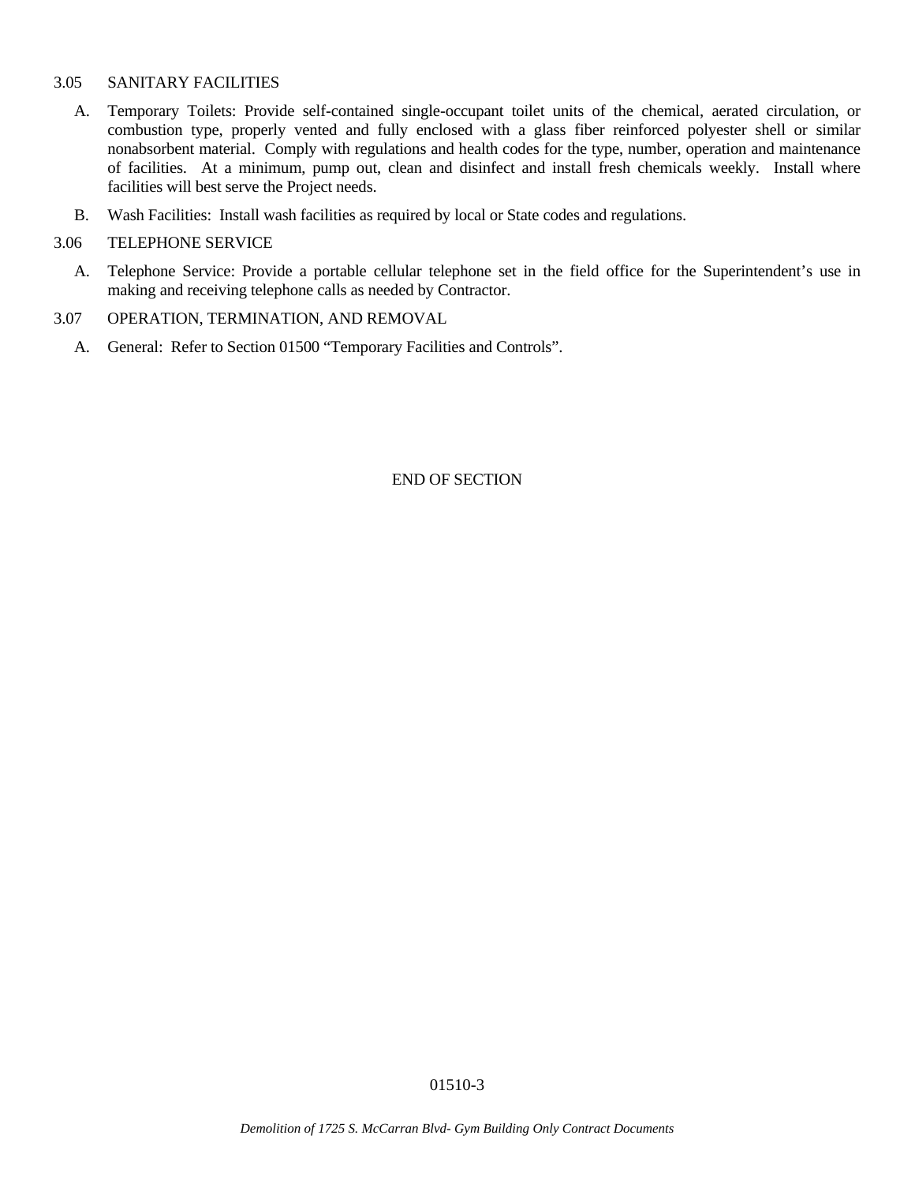### 3.05 SANITARY FACILITIES

A. Temporary Toilets: Provide self-contained single-occupant toilet units of the chemical, aerated circulation, or combustion type, properly vented and fully enclosed with a glass fiber reinforced polyester shell or similar nonabsorbent material. Comply with regulations and health codes for the type, number, operation and maintenance of facilities. At a minimum, pump out, clean and disinfect and install fresh chemicals weekly. Install where facilities will best serve the Project needs.

B. Wash Facilities: Install wash facilities as required by local or State codes and regulations.

### 3.06 TELEPHONE SERVICE

A. Telephone Service: Provide a portable cellular telephone set in the field office for the Superintendent's use in making and receiving telephone calls as needed by Contractor.

### 3.07 OPERATION, TERMINATION, AND REMOVAL

A. General: Refer to Section 01500 "Temporary Facilities and Controls".

END OF SECTION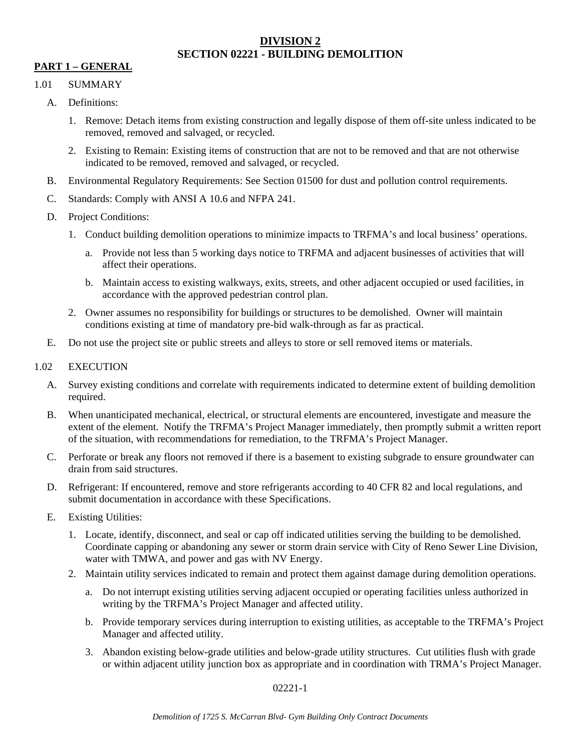# DIVISION 2
# SECTION 02221 - BUILDING DEMOLITION

## PART 1 – GENERAL

1.01 SUMMARY

A. Definitions:

1. Remove: Detach items from existing construction and legally dispose of them off-site unless indicated to be removed, removed and salvaged, or recycled.

2. Existing to Remain: Existing items of construction that are not to be removed and that are not otherwise indicated to be removed, removed and salvaged, or recycled.

B. Environmental Regulatory Requirements: See Section 01500 for dust and pollution control requirements.

C. Standards: Comply with ANSI A 10.6 and NFPA 241.

D. Project Conditions:

1. Conduct building demolition operations to minimize impacts to TRFMA's and local business' operations.

   a. Provide not less than 5 working days notice to TRFMA and adjacent businesses of activities that will affect their operations.

   b. Maintain access to existing walkways, exits, streets, and other adjacent occupied or used facilities, in accordance with the approved pedestrian control plan.

2. Owner assumes no responsibility for buildings or structures to be demolished. Owner will maintain conditions existing at time of mandatory pre-bid walk-through as far as practical.

E. Do not use the project site or public streets and alleys to store or sell removed items or materials.

1.02 EXECUTION

A. Survey existing conditions and correlate with requirements indicated to determine extent of building demolition required.

B. When unanticipated mechanical, electrical, or structural elements are encountered, investigate and measure the extent of the element. Notify the TRFMA's Project Manager immediately, then promptly submit a written report of the situation, with recommendations for remediation, to the TRFMA's Project Manager.

C. Perforate or break any floors not removed if there is a basement to existing subgrade to ensure groundwater can drain from said structures.

D. Refrigerant: If encountered, remove and store refrigerants according to 40 CFR 82 and local regulations, and submit documentation in accordance with these Specifications.

E. Existing Utilities:

1. Locate, identify, disconnect, and seal or cap off indicated utilities serving the building to be demolished. Coordinate capping or abandoning any sewer or storm drain service with City of Reno Sewer Line Division, water with TMWA, and power and gas with NV Energy.

2. Maintain utility services indicated to remain and protect them against damage during demolition operations.

   a. Do not interrupt existing utilities serving adjacent occupied or operating facilities unless authorized in writing by the TRFMA's Project Manager and affected utility.

   b. Provide temporary services during interruption to existing utilities, as acceptable to the TRFMA's Project Manager and affected utility.

3. Abandon existing below-grade utilities and below-grade utility structures. Cut utilities flush with grade or within adjacent utility junction box as appropriate and in coordination with TRMA's Project Manager.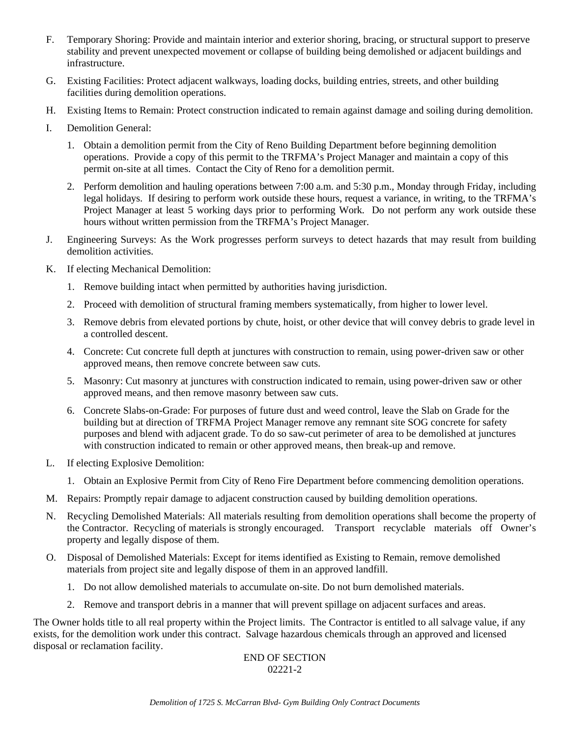F. Temporary Shoring: Provide and maintain interior and exterior shoring, bracing, or structural support to preserve stability and prevent unexpected movement or collapse of building being demolished or adjacent buildings and infrastructure.

G. Existing Facilities: Protect adjacent walkways, loading docks, building entries, streets, and other building facilities during demolition operations.

H. Existing Items to Remain: Protect construction indicated to remain against damage and soiling during demolition.

I. Demolition General:

1. Obtain a demolition permit from the City of Reno Building Department before beginning demolition operations. Provide a copy of this permit to the TRFMA's Project Manager and maintain a copy of this permit on-site at all times. Contact the City of Reno for a demolition permit.

2. Perform demolition and hauling operations between 7:00 a.m. and 5:30 p.m., Monday through Friday, including legal holidays. If desiring to perform work outside these hours, request a variance, in writing, to the TRFMA's Project Manager at least 5 working days prior to performing Work. Do not perform any work outside these hours without written permission from the TRFMA's Project Manager.

J. Engineering Surveys: As the Work progresses perform surveys to detect hazards that may result from building demolition activities.

K. If electing Mechanical Demolition:

1. Remove building intact when permitted by authorities having jurisdiction.

2. Proceed with demolition of structural framing members systematically, from higher to lower level.

3. Remove debris from elevated portions by chute, hoist, or other device that will convey debris to grade level in a controlled descent.

4. Concrete: Cut concrete full depth at junctures with construction to remain, using power-driven saw or other approved means, then remove concrete between saw cuts.

5. Masonry: Cut masonry at junctures with construction indicated to remain, using power-driven saw or other approved means, and then remove masonry between saw cuts.

6. Concrete Slabs-on-Grade: For purposes of future dust and weed control, leave the Slab on Grade for the building but at direction of TRFMA Project Manager remove any remnant site SOG concrete for safety purposes and blend with adjacent grade. To do so saw-cut perimeter of area to be demolished at junctures with construction indicated to remain or other approved means, then break-up and remove.

L. If electing Explosive Demolition:

1. Obtain an Explosive Permit from City of Reno Fire Department before commencing demolition operations.

M. Repairs: Promptly repair damage to adjacent construction caused by building demolition operations.

N. Recycling Demolished Materials: All materials resulting from demolition operations shall become the property of the Contractor. Recycling of materials is strongly encouraged. Transport recyclable materials off Owner's property and legally dispose of them.

O. Disposal of Demolished Materials: Except for items identified as Existing to Remain, remove demolished materials from project site and legally dispose of them in an approved landfill.

1. Do not allow demolished materials to accumulate on-site. Do not burn demolished materials.

2. Remove and transport debris in a manner that will prevent spillage on adjacent surfaces and areas.

The Owner holds title to all real property within the Project limits. The Contractor is entitled to all salvage value, if any exists, for the demolition work under this contract. Salvage hazardous chemicals through an approved and licensed disposal or reclamation facility.

END OF SECTION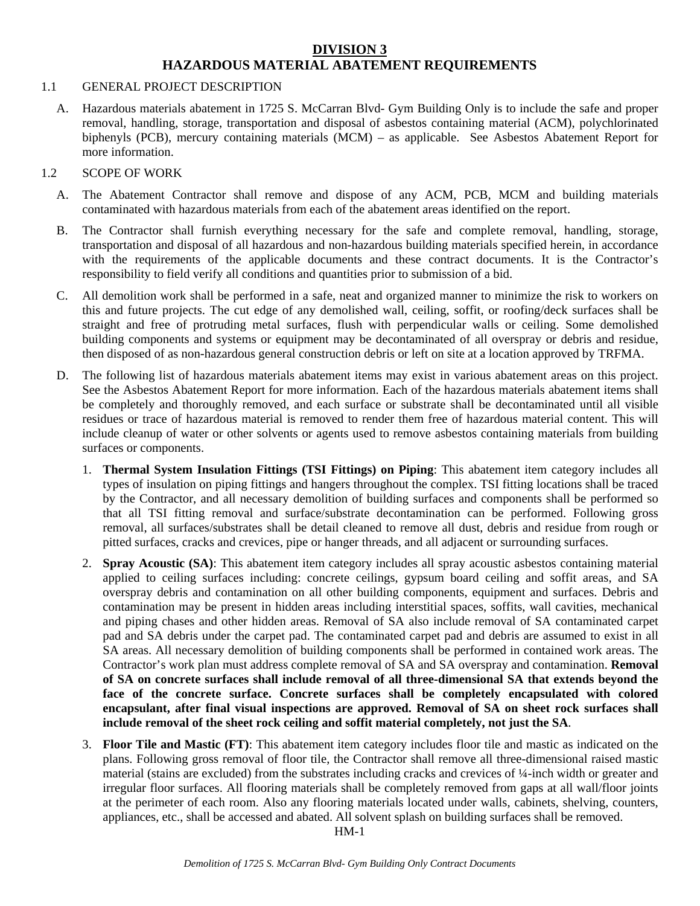# DIVISION 3
# HAZARDOUS MATERIAL ABATEMENT REQUIREMENTS

1.1 GENERAL PROJECT DESCRIPTION

A. Hazardous materials abatement in 1725 S. McCarran Blvd- Gym Building Only is to include the safe and proper removal, handling, storage, transportation and disposal of asbestos containing material (ACM), polychlorinated biphenyls (PCB), mercury containing materials (MCM) – as applicable. See Asbestos Abatement Report for more information.

1.2 SCOPE OF WORK

A. The Abatement Contractor shall remove and dispose of any ACM, PCB, MCM and building materials contaminated with hazardous materials from each of the abatement areas identified on the report.

B. The Contractor shall furnish everything necessary for the safe and complete removal, handling, storage, transportation and disposal of all hazardous and non-hazardous building materials specified herein, in accordance with the requirements of the applicable documents and these contract documents. It is the Contractor's responsibility to field verify all conditions and quantities prior to submission of a bid.

C. All demolition work shall be performed in a safe, neat and organized manner to minimize the risk to workers on this and future projects. The cut edge of any demolished wall, ceiling, soffit, or roofing/deck surfaces shall be straight and free of protruding metal surfaces, flush with perpendicular walls or ceiling. Some demolished building components and systems or equipment may be decontaminated of all overspray or debris and residue, then disposed of as non-hazardous general construction debris or left on site at a location approved by TRFMA.

D. The following list of hazardous materials abatement items may exist in various abatement areas on this project. See the Asbestos Abatement Report for more information. Each of the hazardous materials abatement items shall be completely and thoroughly removed, and each surface or substrate shall be decontaminated until all visible residues or trace of hazardous material is removed to render them free of hazardous material content. This will include cleanup of water or other solvents or agents used to remove asbestos containing materials from building surfaces or components.

1. **Thermal System Insulation Fittings (TSI Fittings) on Piping**: This abatement item category includes all types of insulation on piping fittings and hangers throughout the complex. TSI fitting locations shall be traced by the Contractor, and all necessary demolition of building surfaces and components shall be performed so that all TSI fitting removal and surface/substrate decontamination can be performed. Following gross removal, all surfaces/substrates shall be detail cleaned to remove all dust, debris and residue from rough or pitted surfaces, cracks and crevices, pipe or hanger threads, and all adjacent or surrounding surfaces.

2. **Spray Acoustic (SA)**: This abatement item category includes all spray acoustic asbestos containing material applied to ceiling surfaces including: concrete ceilings, gypsum board ceiling and soffit areas, and SA overspray debris and contamination on all other building components, equipment and surfaces. Debris and contamination may be present in hidden areas including interstitial spaces, soffits, wall cavities, mechanical and piping chases and other hidden areas. Removal of SA also include removal of SA contaminated carpet pad and SA debris under the carpet pad. The contaminated carpet pad and debris are assumed to exist in all SA areas. All necessary demolition of building components shall be performed in contained work areas. The Contractor's work plan must address complete removal of SA and SA overspray and contamination. **Removal of SA on concrete surfaces shall include removal of all three-dimensional SA that extends beyond the face of the concrete surface. Concrete surfaces shall be completely encapsulated with colored encapsulant, after final visual inspections are approved. Removal of SA on sheet rock surfaces shall include removal of the sheet rock ceiling and soffit material completely, not just the SA**.

3. **Floor Tile and Mastic (FT)**: This abatement item category includes floor tile and mastic as indicated on the plans. Following gross removal of floor tile, the Contractor shall remove all three-dimensional raised mastic material (stains are excluded) from the substrates including cracks and crevices of ¼-inch width or greater and irregular floor surfaces. All flooring materials shall be completely removed from gaps at all wall/floor joints at the perimeter of each room. Also any flooring materials located under walls, cabinets, shelving, counters, appliances, etc., shall be accessed and abated. All solvent splash on building surfaces shall be removed.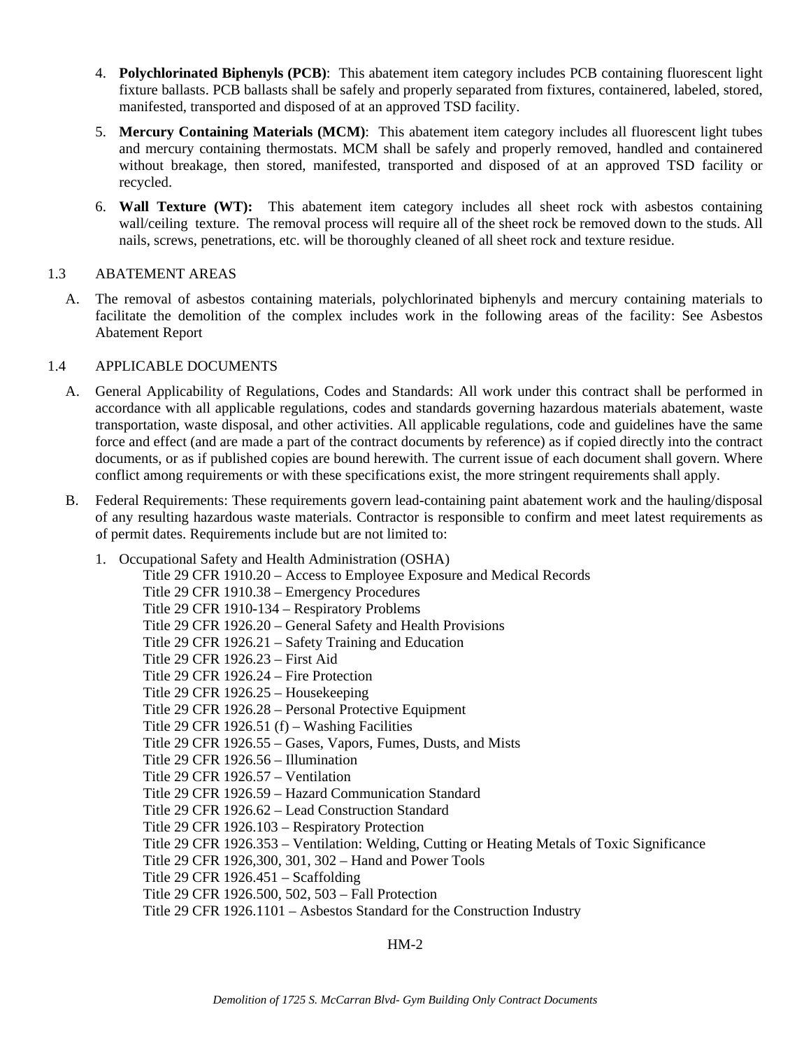4. **Polychlorinated Biphenyls (PCB)**: This abatement item category includes PCB containing fluorescent light fixture ballasts. PCB ballasts shall be safely and properly separated from fixtures, containered, labeled, stored, manifested, transported and disposed of at an approved TSD facility.

5. **Mercury Containing Materials (MCM)**: This abatement item category includes all fluorescent light tubes and mercury containing thermostats. MCM shall be safely and properly removed, handled and containered without breakage, then stored, manifested, transported and disposed of at an approved TSD facility or recycled.

6. **Wall Texture (WT):** This abatement item category includes all sheet rock with asbestos containing wall/ceiling texture. The removal process will require all of the sheet rock be removed down to the studs. All nails, screws, penetrations, etc. will be thoroughly cleaned of all sheet rock and texture residue.

## 1.3 ABATEMENT AREAS

A. The removal of asbestos containing materials, polychlorinated biphenyls and mercury containing materials to facilitate the demolition of the complex includes work in the following areas of the facility: See Asbestos Abatement Report

## 1.4 APPLICABLE DOCUMENTS

A. General Applicability of Regulations, Codes and Standards: All work under this contract shall be performed in accordance with all applicable regulations, codes and standards governing hazardous materials abatement, waste transportation, waste disposal, and other activities. All applicable regulations, code and guidelines have the same force and effect (and are made a part of the contract documents by reference) as if copied directly into the contract documents, or as if published copies are bound herewith. The current issue of each document shall govern. Where conflict among requirements or with these specifications exist, the more stringent requirements shall apply.

B. Federal Requirements: These requirements govern lead-containing paint abatement work and the hauling/disposal of any resulting hazardous waste materials. Contractor is responsible to confirm and meet latest requirements as of permit dates. Requirements include but are not limited to:

1. Occupational Safety and Health Administration (OSHA)
   - Title 29 CFR 1910.20 – Access to Employee Exposure and Medical Records
   - Title 29 CFR 1910.38 – Emergency Procedures
   - Title 29 CFR 1910-134 – Respiratory Problems
   - Title 29 CFR 1926.20 – General Safety and Health Provisions
   - Title 29 CFR 1926.21 – Safety Training and Education
   - Title 29 CFR 1926.23 – First Aid
   - Title 29 CFR 1926.24 – Fire Protection
   - Title 29 CFR 1926.25 – Housekeeping
   - Title 29 CFR 1926.28 – Personal Protective Equipment
   - Title 29 CFR 1926.51 (f) – Washing Facilities
   - Title 29 CFR 1926.55 – Gases, Vapors, Fumes, Dusts, and Mists
   - Title 29 CFR 1926.56 – Illumination
   - Title 29 CFR 1926.57 – Ventilation
   - Title 29 CFR 1926.59 – Hazard Communication Standard
   - Title 29 CFR 1926.62 – Lead Construction Standard
   - Title 29 CFR 1926.103 – Respiratory Protection
   - Title 29 CFR 1926.353 – Ventilation: Welding, Cutting or Heating Metals of Toxic Significance
   - Title 29 CFR 1926,300, 301, 302 – Hand and Power Tools
   - Title 29 CFR 1926.451 – Scaffolding
   - Title 29 CFR 1926.500, 502, 503 – Fall Protection
   - Title 29 CFR 1926.1101 – Asbestos Standard for the Construction Industry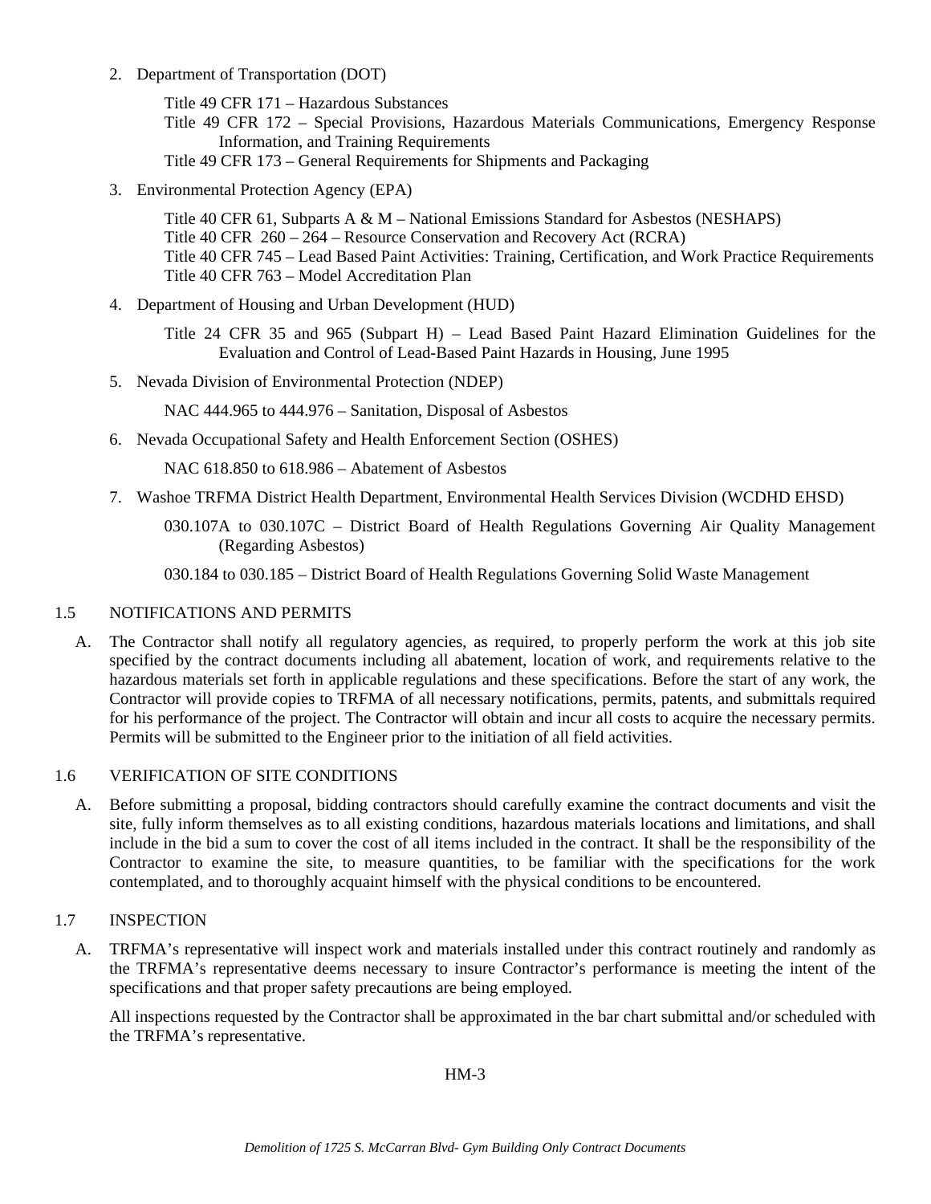2. Department of Transportation (DOT)

   Title 49 CFR 171 – Hazardous Substances
   Title 49 CFR 172 – Special Provisions, Hazardous Materials Communications, Emergency Response Information, and Training Requirements
   Title 49 CFR 173 – General Requirements for Shipments and Packaging

3. Environmental Protection Agency (EPA)

   Title 40 CFR 61, Subparts A & M – National Emissions Standard for Asbestos (NESHAPS)
   Title 40 CFR 260 – 264 – Resource Conservation and Recovery Act (RCRA)
   Title 40 CFR 745 – Lead Based Paint Activities: Training, Certification, and Work Practice Requirements
   Title 40 CFR 763 – Model Accreditation Plan

4. Department of Housing and Urban Development (HUD)

   Title 24 CFR 35 and 965 (Subpart H) – Lead Based Paint Hazard Elimination Guidelines for the Evaluation and Control of Lead-Based Paint Hazards in Housing, June 1995

5. Nevada Division of Environmental Protection (NDEP)

   NAC 444.965 to 444.976 – Sanitation, Disposal of Asbestos

6. Nevada Occupational Safety and Health Enforcement Section (OSHES)

   NAC 618.850 to 618.986 – Abatement of Asbestos

7. Washoe TRFMA District Health Department, Environmental Health Services Division (WCDHD EHSD)

   030.107A to 030.107C – District Board of Health Regulations Governing Air Quality Management (Regarding Asbestos)

   030.184 to 030.185 – District Board of Health Regulations Governing Solid Waste Management

## 1.5 NOTIFICATIONS AND PERMITS

A. The Contractor shall notify all regulatory agencies, as required, to properly perform the work at this job site specified by the contract documents including all abatement, location of work, and requirements relative to the hazardous materials set forth in applicable regulations and these specifications. Before the start of any work, the Contractor will provide copies to TRFMA of all necessary notifications, permits, patents, and submittals required for his performance of the project. The Contractor will obtain and incur all costs to acquire the necessary permits. Permits will be submitted to the Engineer prior to the initiation of all field activities.

## 1.6 VERIFICATION OF SITE CONDITIONS

A. Before submitting a proposal, bidding contractors should carefully examine the contract documents and visit the site, fully inform themselves as to all existing conditions, hazardous materials locations and limitations, and shall include in the bid a sum to cover the cost of all items included in the contract. It shall be the responsibility of the Contractor to examine the site, to measure quantities, to be familiar with the specifications for the work contemplated, and to thoroughly acquaint himself with the physical conditions to be encountered.

## 1.7 INSPECTION

A. TRFMA's representative will inspect work and materials installed under this contract routinely and randomly as the TRFMA's representative deems necessary to insure Contractor's performance is meeting the intent of the specifications and that proper safety precautions are being employed.

   All inspections requested by the Contractor shall be approximated in the bar chart submittal and/or scheduled with the TRFMA's representative.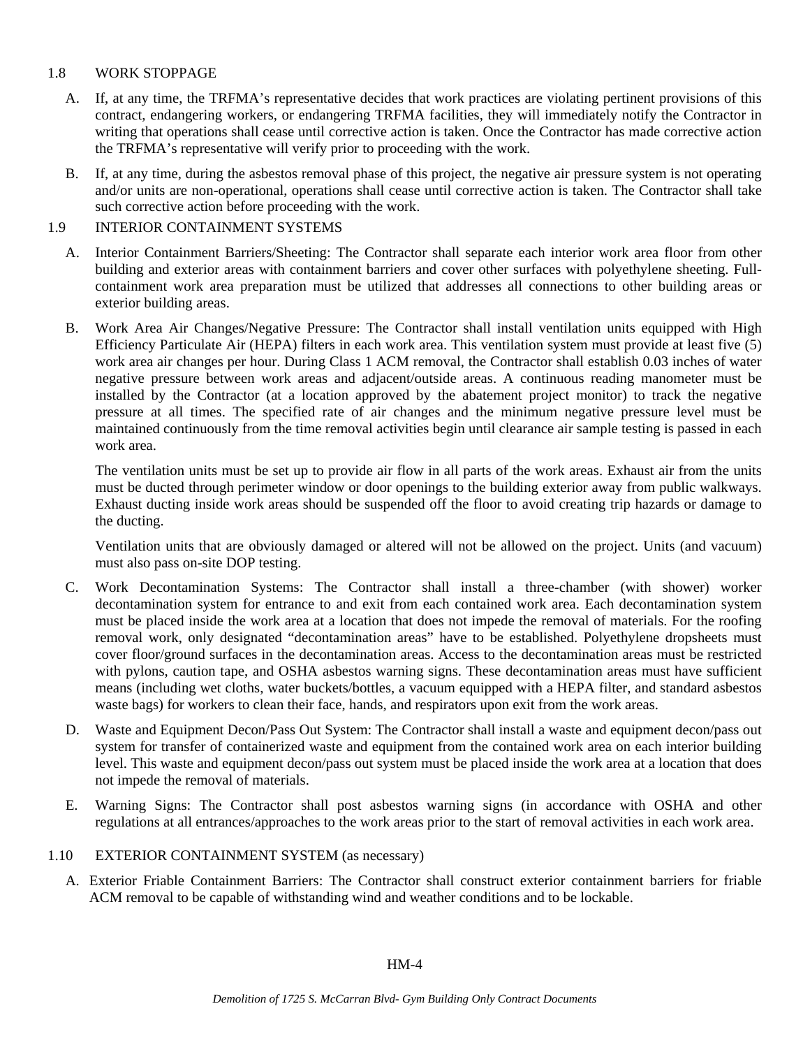## 1.8 WORK STOPPAGE

A. If, at any time, the TRFMA's representative decides that work practices are violating pertinent provisions of this contract, endangering workers, or endangering TRFMA facilities, they will immediately notify the Contractor in writing that operations shall cease until corrective action is taken. Once the Contractor has made corrective action the TRFMA's representative will verify prior to proceeding with the work.

B. If, at any time, during the asbestos removal phase of this project, the negative air pressure system is not operating and/or units are non-operational, operations shall cease until corrective action is taken. The Contractor shall take such corrective action before proceeding with the work.

## 1.9 INTERIOR CONTAINMENT SYSTEMS

A. Interior Containment Barriers/Sheeting: The Contractor shall separate each interior work area floor from other building and exterior areas with containment barriers and cover other surfaces with polyethylene sheeting. Full-containment work area preparation must be utilized that addresses all connections to other building areas or exterior building areas.

B. Work Area Air Changes/Negative Pressure: The Contractor shall install ventilation units equipped with High Efficiency Particulate Air (HEPA) filters in each work area. This ventilation system must provide at least five (5) work area air changes per hour. During Class 1 ACM removal, the Contractor shall establish 0.03 inches of water negative pressure between work areas and adjacent/outside areas. A continuous reading manometer must be installed by the Contractor (at a location approved by the abatement project monitor) to track the negative pressure at all times. The specified rate of air changes and the minimum negative pressure level must be maintained continuously from the time removal activities begin until clearance air sample testing is passed in each work area.

The ventilation units must be set up to provide air flow in all parts of the work areas. Exhaust air from the units must be ducted through perimeter window or door openings to the building exterior away from public walkways. Exhaust ducting inside work areas should be suspended off the floor to avoid creating trip hazards or damage to the ducting.

Ventilation units that are obviously damaged or altered will not be allowed on the project. Units (and vacuum) must also pass on-site DOP testing.

C. Work Decontamination Systems: The Contractor shall install a three-chamber (with shower) worker decontamination system for entrance to and exit from each contained work area. Each decontamination system must be placed inside the work area at a location that does not impede the removal of materials. For the roofing removal work, only designated "decontamination areas" have to be established. Polyethylene dropsheets must cover floor/ground surfaces in the decontamination areas. Access to the decontamination areas must be restricted with pylons, caution tape, and OSHA asbestos warning signs. These decontamination areas must have sufficient means (including wet cloths, water buckets/bottles, a vacuum equipped with a HEPA filter, and standard asbestos waste bags) for workers to clean their face, hands, and respirators upon exit from the work areas.

D. Waste and Equipment Decon/Pass Out System: The Contractor shall install a waste and equipment decon/pass out system for transfer of containerized waste and equipment from the contained work area on each interior building level. This waste and equipment decon/pass out system must be placed inside the work area at a location that does not impede the removal of materials.

E. Warning Signs: The Contractor shall post asbestos warning signs (in accordance with OSHA and other regulations at all entrances/approaches to the work areas prior to the start of removal activities in each work area.

## 1.10 EXTERIOR CONTAINMENT SYSTEM (as necessary)

A. Exterior Friable Containment Barriers: The Contractor shall construct exterior containment barriers for friable ACM removal to be capable of withstanding wind and weather conditions and to be lockable.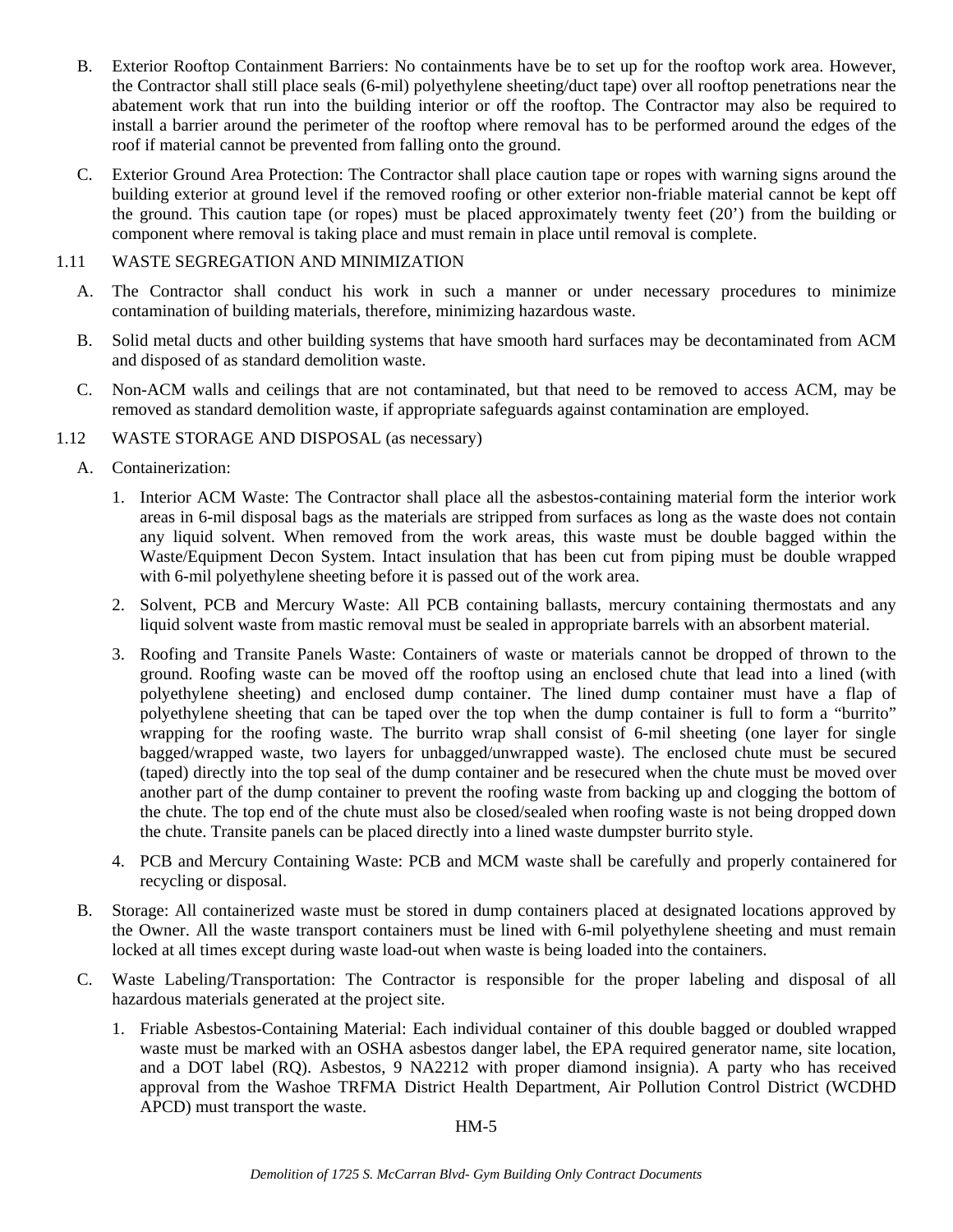B. Exterior Rooftop Containment Barriers: No containments have be to set up for the rooftop work area. However, the Contractor shall still place seals (6-mil) polyethylene sheeting/duct tape) over all rooftop penetrations near the abatement work that run into the building interior or off the rooftop. The Contractor may also be required to install a barrier around the perimeter of the rooftop where removal has to be performed around the edges of the roof if material cannot be prevented from falling onto the ground.

C. Exterior Ground Area Protection: The Contractor shall place caution tape or ropes with warning signs around the building exterior at ground level if the removed roofing or other exterior non-friable material cannot be kept off the ground. This caution tape (or ropes) must be placed approximately twenty feet (20') from the building or component where removal is taking place and must remain in place until removal is complete.

1.11 WASTE SEGREGATION AND MINIMIZATION

A. The Contractor shall conduct his work in such a manner or under necessary procedures to minimize contamination of building materials, therefore, minimizing hazardous waste.

B. Solid metal ducts and other building systems that have smooth hard surfaces may be decontaminated from ACM and disposed of as standard demolition waste.

C. Non-ACM walls and ceilings that are not contaminated, but that need to be removed to access ACM, may be removed as standard demolition waste, if appropriate safeguards against contamination are employed.

1.12 WASTE STORAGE AND DISPOSAL (as necessary)

A. Containerization:

1. Interior ACM Waste: The Contractor shall place all the asbestos-containing material form the interior work areas in 6-mil disposal bags as the materials are stripped from surfaces as long as the waste does not contain any liquid solvent. When removed from the work areas, this waste must be double bagged within the Waste/Equipment Decon System. Intact insulation that has been cut from piping must be double wrapped with 6-mil polyethylene sheeting before it is passed out of the work area.

2. Solvent, PCB and Mercury Waste: All PCB containing ballasts, mercury containing thermostats and any liquid solvent waste from mastic removal must be sealed in appropriate barrels with an absorbent material.

3. Roofing and Transite Panels Waste: Containers of waste or materials cannot be dropped of thrown to the ground. Roofing waste can be moved off the rooftop using an enclosed chute that lead into a lined (with polyethylene sheeting) and enclosed dump container. The lined dump container must have a flap of polyethylene sheeting that can be taped over the top when the dump container is full to form a "burrito" wrapping for the roofing waste. The burrito wrap shall consist of 6-mil sheeting (one layer for single bagged/wrapped waste, two layers for unbagged/unwrapped waste). The enclosed chute must be secured (taped) directly into the top seal of the dump container and be resecured when the chute must be moved over another part of the dump container to prevent the roofing waste from backing up and clogging the bottom of the chute. The top end of the chute must also be closed/sealed when roofing waste is not being dropped down the chute. Transite panels can be placed directly into a lined waste dumpster burrito style.

4. PCB and Mercury Containing Waste: PCB and MCM waste shall be carefully and properly containered for recycling or disposal.

B. Storage: All containerized waste must be stored in dump containers placed at designated locations approved by the Owner. All the waste transport containers must be lined with 6-mil polyethylene sheeting and must remain locked at all times except during waste load-out when waste is being loaded into the containers.

C. Waste Labeling/Transportation: The Contractor is responsible for the proper labeling and disposal of all hazardous materials generated at the project site.

1. Friable Asbestos-Containing Material: Each individual container of this double bagged or doubled wrapped waste must be marked with an OSHA asbestos danger label, the EPA required generator name, site location, and a DOT label (RQ). Asbestos, 9 NA2212 with proper diamond insignia). A party who has received approval from the Washoe TRFMA District Health Department, Air Pollution Control District (WCDHD APCD) must transport the waste.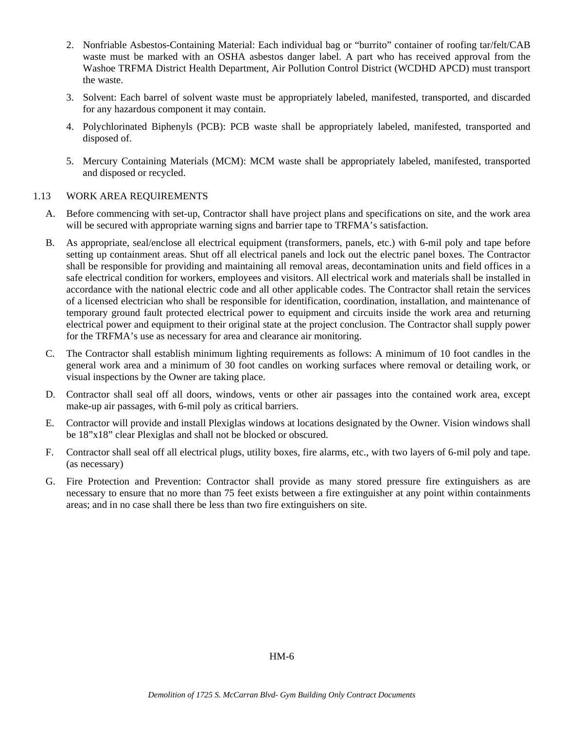2. Nonfriable Asbestos-Containing Material: Each individual bag or "burrito" container of roofing tar/felt/CAB waste must be marked with an OSHA asbestos danger label. A part who has received approval from the Washoe TRFMA District Health Department, Air Pollution Control District (WCDHD APCD) must transport the waste.

3. Solvent: Each barrel of solvent waste must be appropriately labeled, manifested, transported, and discarded for any hazardous component it may contain.

4. Polychlorinated Biphenyls (PCB): PCB waste shall be appropriately labeled, manifested, transported and disposed of.

5. Mercury Containing Materials (MCM): MCM waste shall be appropriately labeled, manifested, transported and disposed or recycled.

1.13 WORK AREA REQUIREMENTS

A. Before commencing with set-up, Contractor shall have project plans and specifications on site, and the work area will be secured with appropriate warning signs and barrier tape to TRFMA's satisfaction.

B. As appropriate, seal/enclose all electrical equipment (transformers, panels, etc.) with 6-mil poly and tape before setting up containment areas. Shut off all electrical panels and lock out the electric panel boxes. The Contractor shall be responsible for providing and maintaining all removal areas, decontamination units and field offices in a safe electrical condition for workers, employees and visitors. All electrical work and materials shall be installed in accordance with the national electric code and all other applicable codes. The Contractor shall retain the services of a licensed electrician who shall be responsible for identification, coordination, installation, and maintenance of temporary ground fault protected electrical power to equipment and circuits inside the work area and returning electrical power and equipment to their original state at the project conclusion. The Contractor shall supply power for the TRFMA's use as necessary for area and clearance air monitoring.

C. The Contractor shall establish minimum lighting requirements as follows: A minimum of 10 foot candles in the general work area and a minimum of 30 foot candles on working surfaces where removal or detailing work, or visual inspections by the Owner are taking place.

D. Contractor shall seal off all doors, windows, vents or other air passages into the contained work area, except make-up air passages, with 6-mil poly as critical barriers.

E. Contractor will provide and install Plexiglas windows at locations designated by the Owner. Vision windows shall be 18"x18" clear Plexiglas and shall not be blocked or obscured.

F. Contractor shall seal off all electrical plugs, utility boxes, fire alarms, etc., with two layers of 6-mil poly and tape. (as necessary)

G. Fire Protection and Prevention: Contractor shall provide as many stored pressure fire extinguishers as are necessary to ensure that no more than 75 feet exists between a fire extinguisher at any point within containments areas; and in no case shall there be less than two fire extinguishers on site.